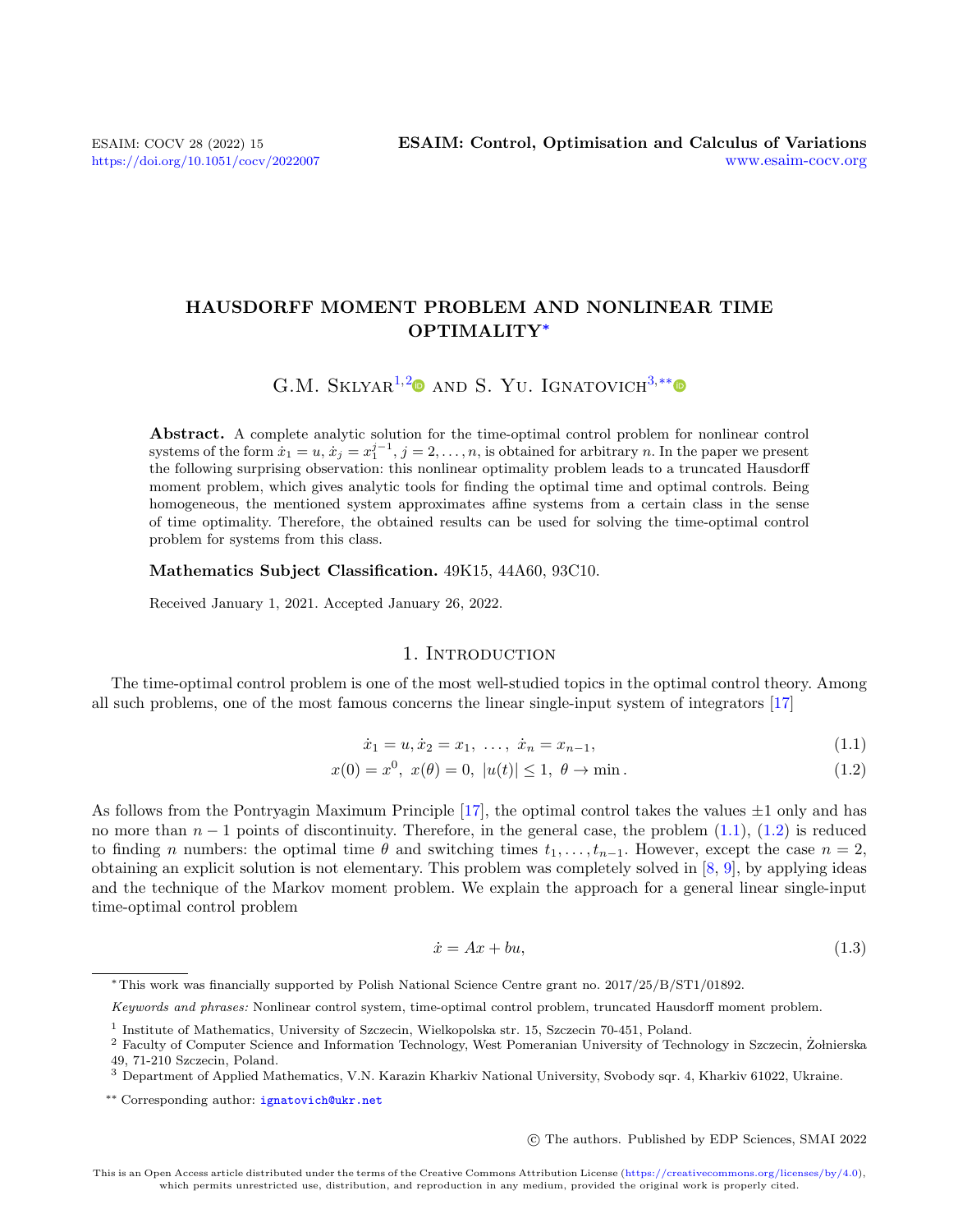# HAUSDORFF MOMENT PROBLEM AND NONLINEAR TIME OPTIMALITY*

G.M. Sklyar[1,2] and S. Yu. Ignatovich[3,**]

**Abstract.** A complete analytic solution for the time-optimal control problem for nonlinear control systems of the form $\dot{x}_1 = u$, $\dot{x}_j = x_1^{j-1}$, $j = 2, \ldots, n$, is obtained for arbitrary $n$. In the paper we present the following surprising observation: this nonlinear optimality problem leads to a truncated Hausdorff moment problem, which gives analytic tools for finding the optimal time and optimal controls. Being homogeneous, the mentioned system approximates affine systems from a certain class in the sense of time optimality. Therefore, the obtained results can be used for solving the time-optimal control problem for systems from this class.

**Mathematics Subject Classification.** 49K15, 44A60, 93C10.

Received January 1, 2021. Accepted January 26, 2022.

## 1. Introduction

The time-optimal control problem is one of the most well-studied topics in the optimal control theory. Among all such problems, one of the most famous concerns the linear single-input system of integrators [17]

$$\dot{x}_1 = u, \dot{x}_2 = x_1, \ \ldots, \ \dot{x}_n = x_{n-1}, \tag{1.1}$$

$$x(0) = x^0, \ x(\theta) = 0, \ |u(t)| \le 1, \ \theta \to \min. \tag{1.2}$$

As follows from the Pontryagin Maximum Principle [17], the optimal control takes the values $\pm 1$ only and has no more than $n-1$ points of discontinuity. Therefore, in the general case, the problem (1.1), (1.2) is reduced to finding $n$ numbers: the optimal time $\theta$ and switching times $t_1, \ldots, t_{n-1}$. However, except the case $n = 2$, obtaining an explicit solution is not elementary. This problem was completely solved in [8, 9], by applying ideas and the technique of the Markov moment problem. We explain the approach for a general linear single-input time-optimal control problem

$$\dot{x} = Ax + bu, \tag{1.3}$$

---

* This work was financially supported by Polish National Science Centre grant no. 2017/25/B/ST1/01892.

*Keywords and phrases:* Nonlinear control system, time-optimal control problem, truncated Hausdorff moment problem.

[1] Institute of Mathematics, University of Szczecin, Wielkopolska str. 15, Szczecin 70-451, Poland.

[2] Faculty of Computer Science and Information Technology, West Pomeranian University of Technology in Szczecin, Żołnierska 49, 71-210 Szczecin, Poland.

[3] Department of Applied Mathematics, V.N. Karazin Kharkiv National University, Svobody sqr. 4, Kharkiv 61022, Ukraine.

** Corresponding author: ignatovich@ukr.net

© The authors. Published by EDP Sciences, SMAI 2022

This is an Open Access article distributed under the terms of the Creative Commons Attribution License (https://creativecommons.org/licenses/by/4.0), which permits unrestricted use, distribution, and reproduction in any medium, provided the original work is properly cited.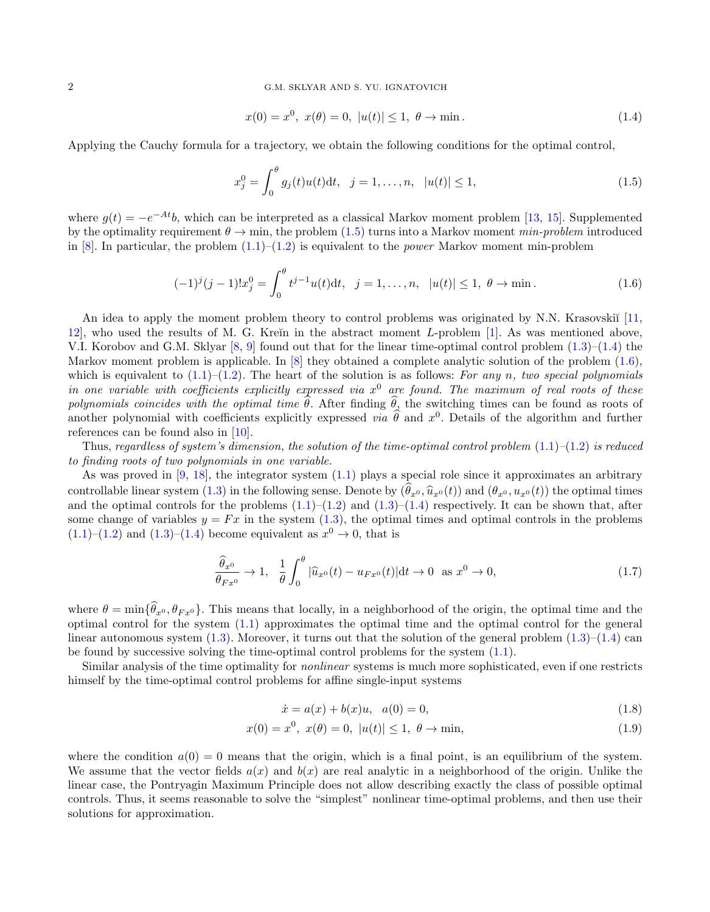$$x(0) = x^0,\ x(\theta) = 0,\ |u(t)| \le 1,\ \theta \to \min. \tag{1.4}$$

Applying the Cauchy formula for a trajectory, we obtain the following conditions for the optimal control,

$$x_j^0 = \int_0^\theta g_j(t)u(t)\mathrm{d}t, \quad j = 1, \ldots, n, \quad |u(t)| \le 1, \tag{1.5}$$

where $g(t) = -e^{-At}b$, which can be interpreted as a classical Markov moment problem [13, 15]. Supplemented by the optimality requirement $\theta \to \min$, the problem (1.5) turns into a Markov moment *min-problem* introduced in [8]. In particular, the problem (1.1)–(1.2) is equivalent to the *power* Markov moment min-problem

$$(-1)^j(j-1)!x_j^0 = \int_0^\theta t^{j-1}u(t)\mathrm{d}t, \quad j = 1, \ldots, n, \quad |u(t)| \le 1,\ \theta \to \min. \tag{1.6}$$

An idea to apply the moment problem theory to control problems was originated by N.N. Krasovskiĭ [11, 12], who used the results of M. G. Kreĭn in the abstract moment $L$-problem [1]. As was mentioned above, V.I. Korobov and G.M. Sklyar [8, 9] found out that for the linear time-optimal control problem (1.3)–(1.4) the Markov moment problem is applicable. In [8] they obtained a complete analytic solution of the problem (1.6), which is equivalent to (1.1)–(1.2). The heart of the solution is as follows: *For any $n$, two special polynomials in one variable with coefficients explicitly expressed via $x^0$ are found. The maximum of real roots of these polynomials coincides with the optimal time $\widehat{\theta}$.* After finding $\widehat{\theta}$, the switching times can be found as roots of another polynomial with coefficients explicitly expressed *via* $\widehat{\theta}$ and $x^0$. Details of the algorithm and further references can be found also in [10].

Thus, *regardless of system's dimension, the solution of the time-optimal control problem (1.1)–(1.2) is reduced to finding roots of two polynomials in one variable.*

As was proved in [9, 18], the integrator system (1.1) plays a special role since it approximates an arbitrary controllable linear system (1.3) in the following sense. Denote by $(\widehat{\theta}_{x^0}, \widehat{u}_{x^0}(t))$ and $(\theta_{x^0}, u_{x^0}(t))$ the optimal times and the optimal controls for the problems (1.1)–(1.2) and (1.3)–(1.4) respectively. It can be shown that, after some change of variables $y = Fx$ in the system (1.3), the optimal times and optimal controls in the problems (1.1)–(1.2) and (1.3)–(1.4) become equivalent as $x^0 \to 0$, that is

$$\frac{\widehat{\theta}_{x^0}}{\theta_{Fx^0}} \to 1, \quad \frac{1}{\theta}\int_0^\theta |\widehat{u}_{x^0}(t) - u_{Fx^0}(t)|\mathrm{d}t \to 0 \ \text{ as } x^0 \to 0, \tag{1.7}$$

where $\theta = \min\{\widehat{\theta}_{x^0}, \theta_{Fx^0}\}$. This means that locally, in a neighborhood of the origin, the optimal time and the optimal control for the system (1.1) approximates the optimal time and the optimal control for the general linear autonomous system (1.3). Moreover, it turns out that the solution of the general problem (1.3)–(1.4) can be found by successive solving the time-optimal control problems for the system (1.1).

Similar analysis of the time optimality for *nonlinear* systems is much more sophisticated, even if one restricts himself by the time-optimal control problems for affine single-input systems

$$\dot{x} = a(x) + b(x)u, \quad a(0) = 0, \tag{1.8}$$

$$x(0) = x^0,\ x(\theta) = 0,\ |u(t)| \le 1,\ \theta \to \min, \tag{1.9}$$

where the condition $a(0) = 0$ means that the origin, which is a final point, is an equilibrium of the system. We assume that the vector fields $a(x)$ and $b(x)$ are real analytic in a neighborhood of the origin. Unlike the linear case, the Pontryagin Maximum Principle does not allow describing exactly the class of possible optimal controls. Thus, it seems reasonable to solve the "simplest" nonlinear time-optimal problems, and then use their solutions for approximation.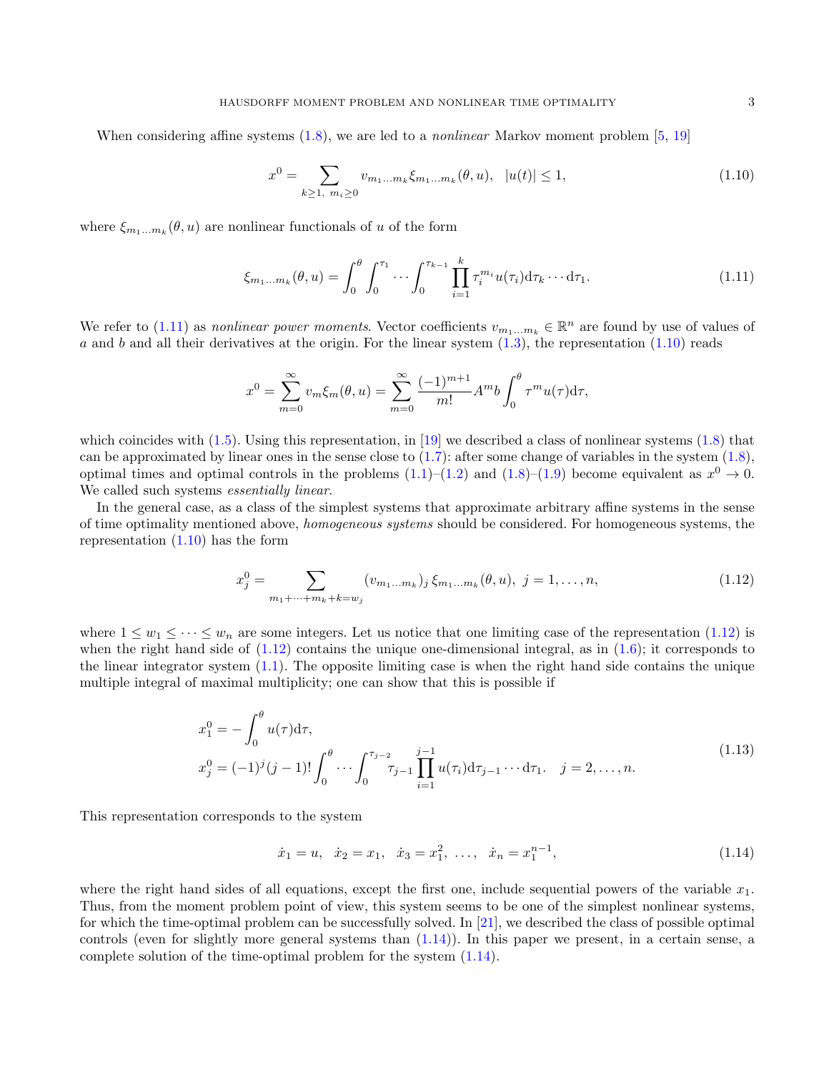When considering affine systems (1.8), we are led to a *nonlinear* Markov moment problem [5, 19]

$$x^0 = \sum_{k\geq 1,\ m_i\geq 0} v_{m_1\ldots m_k}\xi_{m_1\ldots m_k}(\theta,u), \quad |u(t)|\leq 1, \tag{1.10}$$

where $\xi_{m_1\ldots m_k}(\theta,u)$ are nonlinear functionals of $u$ of the form

$$\xi_{m_1\ldots m_k}(\theta,u) = \int_0^\theta \int_0^{\tau_1}\cdots\int_0^{\tau_{k-1}} \prod_{i=1}^k \tau_i^{m_i} u(\tau_i)\mathrm{d}\tau_k\cdots \mathrm{d}\tau_1. \tag{1.11}$$

We refer to (1.11) as *nonlinear power moments*. Vector coefficients $v_{m_1\ldots m_k}\in\mathbb{R}^n$ are found by use of values of $a$ and $b$ and all their derivatives at the origin. For the linear system (1.3), the representation (1.10) reads

$$x^0 = \sum_{m=0}^\infty v_m\xi_m(\theta,u) = \sum_{m=0}^\infty \frac{(-1)^{m+1}}{m!}A^m b\int_0^\theta \tau^m u(\tau)\mathrm{d}\tau,$$

which coincides with (1.5). Using this representation, in [19] we described a class of nonlinear systems (1.8) that can be approximated by linear ones in the sense close to (1.7): after some change of variables in the system (1.8), optimal times and optimal controls in the problems (1.1)–(1.2) and (1.8)–(1.9) become equivalent as $x^0\to 0$. We called such systems *essentially linear*.

In the general case, as a class of the simplest systems that approximate arbitrary affine systems in the sense of time optimality mentioned above, *homogeneous systems* should be considered. For homogeneous systems, the representation (1.10) has the form

$$x_j^0 = \sum_{m_1+\cdots+m_k+k=w_j} (v_{m_1\ldots m_k})_j\, \xi_{m_1\ldots m_k}(\theta,u),\ j=1,\ldots,n, \tag{1.12}$$

where $1\leq w_1\leq\cdots\leq w_n$ are some integers. Let us notice that one limiting case of the representation (1.12) is when the right hand side of (1.12) contains the unique one-dimensional integral, as in (1.6); it corresponds to the linear integrator system (1.1). The opposite limiting case is when the right hand side contains the unique multiple integral of maximal multiplicity; one can show that this is possible if

$$\begin{aligned} x_1^0 &= -\int_0^\theta u(\tau)\mathrm{d}\tau,\\ x_j^0 &= (-1)^j(j-1)!\int_0^\theta\cdots\int_0^{\tau_{j-2}} \tau_{j-1}\prod_{i=1}^{j-1}u(\tau_i)\mathrm{d}\tau_{j-1}\cdots\mathrm{d}\tau_1. \quad j=2,\ldots,n. \end{aligned} \tag{1.13}$$

This representation corresponds to the system

$$\dot{x}_1 = u,\ \ \dot{x}_2 = x_1,\ \ \dot{x}_3 = x_1^2,\ \ldots,\ \ \dot{x}_n = x_1^{n-1}, \tag{1.14}$$

where the right hand sides of all equations, except the first one, include sequential powers of the variable $x_1$. Thus, from the moment problem point of view, this system seems to be one of the simplest nonlinear systems, for which the time-optimal problem can be successfully solved. In [21], we described the class of possible optimal controls (even for slightly more general systems than (1.14)). In this paper we present, in a certain sense, a complete solution of the time-optimal problem for the system (1.14).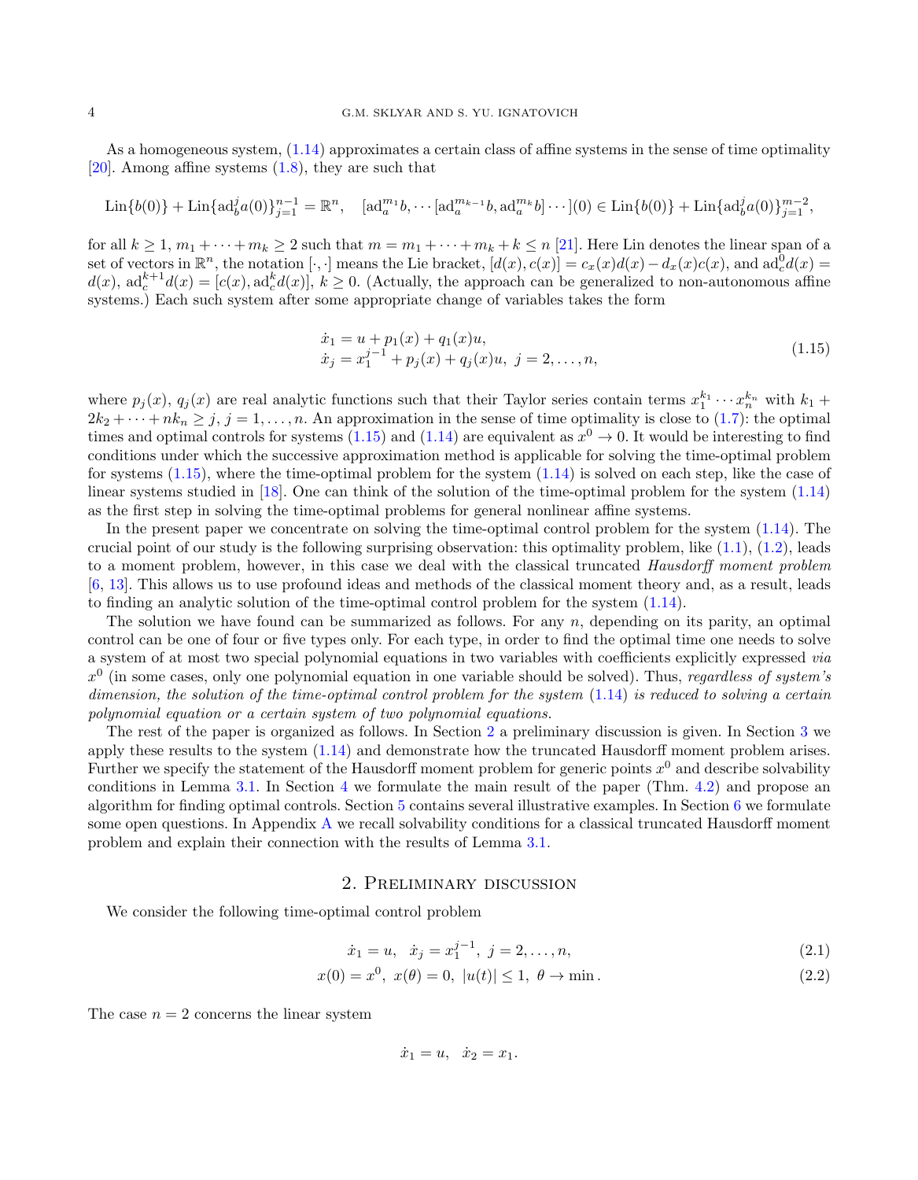As a homogeneous system, (1.14) approximates a certain class of affine systems in the sense of time optimality [20]. Among affine systems (1.8), they are such that

$$\mathrm{Lin}\{b(0)\} + \mathrm{Lin}\{\mathrm{ad}_b^j a(0)\}_{j=1}^{n-1} = \mathbb{R}^n, \quad [\mathrm{ad}_a^{m_1} b, \cdots [\mathrm{ad}_a^{m_{k-1}} b, \mathrm{ad}_a^{m_k} b] \cdots](0) \in \mathrm{Lin}\{b(0)\} + \mathrm{Lin}\{\mathrm{ad}_b^j a(0)\}_{j=1}^{m-2},$$

for all $k \geq 1$, $m_1 + \cdots + m_k \geq 2$ such that $m = m_1 + \cdots + m_k + k \leq n$ [21]. Here Lin denotes the linear span of a set of vectors in $\mathbb{R}^n$, the notation $[\cdot, \cdot]$ means the Lie bracket, $[d(x), c(x)] = c_x(x)d(x) - d_x(x)c(x)$, and $\mathrm{ad}_c^0 d(x) = d(x)$, $\mathrm{ad}_c^{k+1} d(x) = [c(x), \mathrm{ad}_c^k d(x)]$, $k \geq 0$. (Actually, the approach can be generalized to non-autonomous affine systems.) Each such system after some appropriate change of variables takes the form

$$\begin{aligned} \dot{x}_1 &= u + p_1(x) + q_1(x)u, \\ \dot{x}_j &= x_1^{j-1} + p_j(x) + q_j(x)u, \ j = 2, \ldots, n, \end{aligned} \tag{1.15}$$

where $p_j(x)$, $q_j(x)$ are real analytic functions such that their Taylor series contain terms $x_1^{k_1} \cdots x_n^{k_n}$ with $k_1 + 2k_2 + \cdots + nk_n \geq j$, $j = 1, \ldots, n$. An approximation in the sense of time optimality is close to (1.7): the optimal times and optimal controls for systems (1.15) and (1.14) are equivalent as $x^0 \to 0$. It would be interesting to find conditions under which the successive approximation method is applicable for solving the time-optimal problem for systems (1.15), where the time-optimal problem for the system (1.14) is solved on each step, like the case of linear systems studied in [18]. One can think of the solution of the time-optimal problem for the system (1.14) as the first step in solving the time-optimal problems for general nonlinear affine systems.

In the present paper we concentrate on solving the time-optimal control problem for the system (1.14). The crucial point of our study is the following surprising observation: this optimality problem, like (1.1), (1.2), leads to a moment problem, however, in this case we deal with the classical truncated *Hausdorff moment problem* [6, 13]. This allows us to use profound ideas and methods of the classical moment theory and, as a result, leads to finding an analytic solution of the time-optimal control problem for the system (1.14).

The solution we have found can be summarized as follows. For any $n$, depending on its parity, an optimal control can be one of four or five types only. For each type, in order to find the optimal time one needs to solve a system of at most two special polynomial equations in two variables with coefficients explicitly expressed *via* $x^0$ (in some cases, only one polynomial equation in one variable should be solved). Thus, *regardless of system's dimension, the solution of the time-optimal control problem for the system* (1.14) *is reduced to solving a certain polynomial equation or a certain system of two polynomial equations.*

The rest of the paper is organized as follows. In Section 2 a preliminary discussion is given. In Section 3 we apply these results to the system (1.14) and demonstrate how the truncated Hausdorff moment problem arises. Further we specify the statement of the Hausdorff moment problem for generic points $x^0$ and describe solvability conditions in Lemma 3.1. In Section 4 we formulate the main result of the paper (Thm. 4.2) and propose an algorithm for finding optimal controls. Section 5 contains several illustrative examples. In Section 6 we formulate some open questions. In Appendix A we recall solvability conditions for a classical truncated Hausdorff moment problem and explain their connection with the results of Lemma 3.1.

## 2. Preliminary discussion

We consider the following time-optimal control problem

$$\dot{x}_1 = u, \quad \dot{x}_j = x_1^{j-1}, \ j = 2, \ldots, n, \tag{2.1}$$

$$x(0) = x^0, \ x(\theta) = 0, \ |u(t)| \leq 1, \ \theta \to \min. \tag{2.2}$$

The case $n = 2$ concerns the linear system

$$\dot{x}_1 = u, \quad \dot{x}_2 = x_1.$$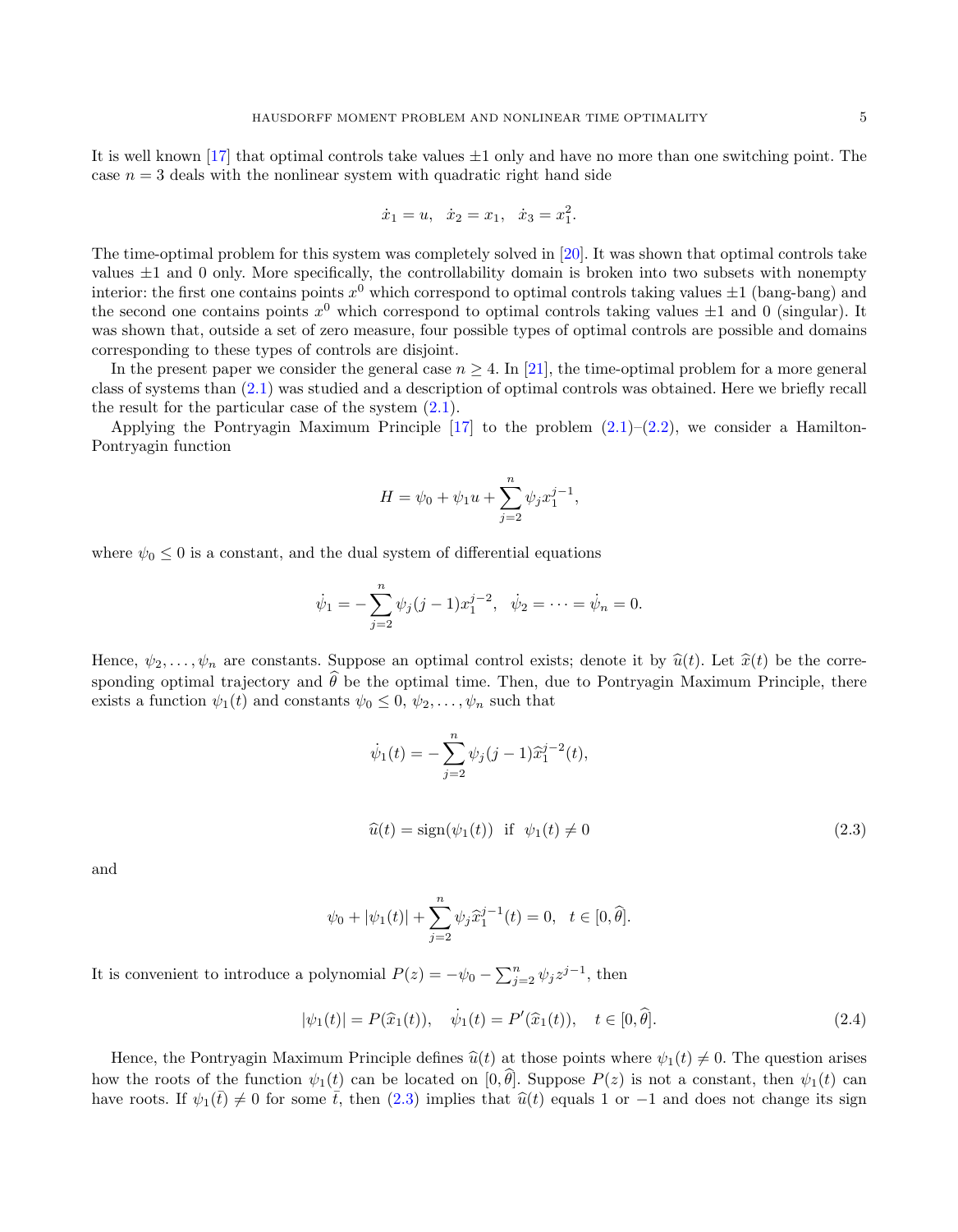It is well known [17] that optimal controls take values $\pm 1$ only and have no more than one switching point. The case $n = 3$ deals with the nonlinear system with quadratic right hand side

$$\dot{x}_1 = u, \quad \dot{x}_2 = x_1, \quad \dot{x}_3 = x_1^2.$$

The time-optimal problem for this system was completely solved in [20]. It was shown that optimal controls take values $\pm 1$ and $0$ only. More specifically, the controllability domain is broken into two subsets with nonempty interior: the first one contains points $x^0$ which correspond to optimal controls taking values $\pm 1$ (bang-bang) and the second one contains points $x^0$ which correspond to optimal controls taking values $\pm 1$ and $0$ (singular). It was shown that, outside a set of zero measure, four possible types of optimal controls are possible and domains corresponding to these types of controls are disjoint.

In the present paper we consider the general case $n \geq 4$. In [21], the time-optimal problem for a more general class of systems than (2.1) was studied and a description of optimal controls was obtained. Here we briefly recall the result for the particular case of the system (2.1).

Applying the Pontryagin Maximum Principle [17] to the problem (2.1)–(2.2), we consider a Hamilton-Pontryagin function

$$H = \psi_0 + \psi_1 u + \sum_{j=2}^{n} \psi_j x_1^{j-1},$$

where $\psi_0 \leq 0$ is a constant, and the dual system of differential equations

$$\dot{\psi}_1 = -\sum_{j=2}^{n} \psi_j (j-1) x_1^{j-2}, \quad \dot{\psi}_2 = \cdots = \dot{\psi}_n = 0.$$

Hence, $\psi_2, \ldots, \psi_n$ are constants. Suppose an optimal control exists; denote it by $\widehat{u}(t)$. Let $\widehat{x}(t)$ be the corresponding optimal trajectory and $\widehat{\theta}$ be the optimal time. Then, due to Pontryagin Maximum Principle, there exists a function $\psi_1(t)$ and constants $\psi_0 \leq 0$, $\psi_2, \ldots, \psi_n$ such that

$$\dot{\psi}_1(t) = -\sum_{j=2}^{n} \psi_j (j-1) \widehat{x}_1^{j-2}(t),$$

$$\widehat{u}(t) = \mathrm{sign}(\psi_1(t)) \quad \text{if} \quad \psi_1(t) \neq 0 \tag{2.3}$$

and

$$\psi_0 + |\psi_1(t)| + \sum_{j=2}^{n} \psi_j \widehat{x}_1^{j-1}(t) = 0, \quad t \in [0, \widehat{\theta}].$$

It is convenient to introduce a polynomial $P(z) = -\psi_0 - \sum_{j=2}^{n} \psi_j z^{j-1}$, then

$$|\psi_1(t)| = P(\widehat{x}_1(t)), \quad \dot{\psi}_1(t) = P'(\widehat{x}_1(t)), \quad t \in [0, \widehat{\theta}]. \tag{2.4}$$

Hence, the Pontryagin Maximum Principle defines $\widehat{u}(t)$ at those points where $\psi_1(t) \neq 0$. The question arises how the roots of the function $\psi_1(t)$ can be located on $[0, \widehat{\theta}]$. Suppose $P(z)$ is not a constant, then $\psi_1(t)$ can have roots. If $\psi_1(\bar{t}) \neq 0$ for some $\bar{t}$, then (2.3) implies that $\widehat{u}(t)$ equals $1$ or $-1$ and does not change its sign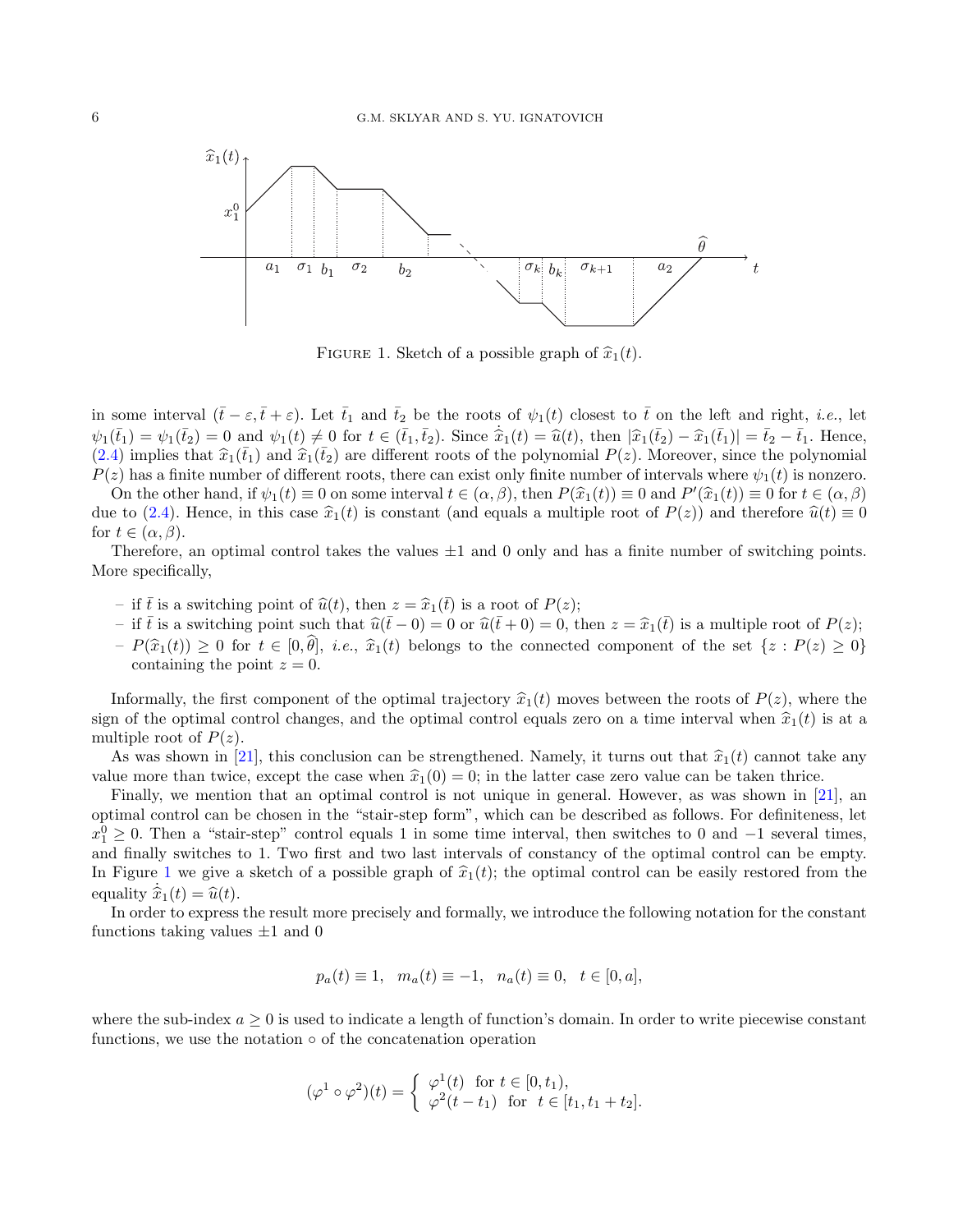$\widehat{x}_1(t)$

$x_1^0$

$a_1$ $\sigma_1$ $b_1$ $\sigma_2$ $b_2$ $\sigma_k$ $b_k$ $\sigma_{k+1}$ $a_2$ $\widehat{\theta}$ $t$

FIGURE 1. Sketch of a possible graph of $\widehat{x}_1(t)$.

in some interval $(\bar{t}-\varepsilon, \bar{t}+\varepsilon)$. Let $\bar{t}_1$ and $\bar{t}_2$ be the roots of $\psi_1(t)$ closest to $\bar{t}$ on the left and right, *i.e.*, let $\psi_1(\bar{t}_1) = \psi_1(\bar{t}_2) = 0$ and $\psi_1(t) \neq 0$ for $t \in (\bar{t}_1, \bar{t}_2)$. Since $\dot{\widehat{x}}_1(t) = \widehat{u}(t)$, then $|\widehat{x}_1(\bar{t}_2) - \widehat{x}_1(\bar{t}_1)| = \bar{t}_2 - \bar{t}_1$. Hence, (2.4) implies that $\widehat{x}_1(\bar{t}_1)$ and $\widehat{x}_1(\bar{t}_2)$ are different roots of the polynomial $P(z)$. Moreover, since the polynomial $P(z)$ has a finite number of different roots, there can exist only finite number of intervals where $\psi_1(t)$ is nonzero.

On the other hand, if $\psi_1(t) \equiv 0$ on some interval $t \in (\alpha, \beta)$, then $P(\widehat{x}_1(t)) \equiv 0$ and $P'(\widehat{x}_1(t)) \equiv 0$ for $t \in (\alpha, \beta)$ due to (2.4). Hence, in this case $\widehat{x}_1(t)$ is constant (and equals a multiple root of $P(z)$) and therefore $\widehat{u}(t) \equiv 0$ for $t \in (\alpha, \beta)$.

Therefore, an optimal control takes the values $\pm 1$ and 0 only and has a finite number of switching points. More specifically,

- if $\bar{t}$ is a switching point of $\widehat{u}(t)$, then $z = \widehat{x}_1(\bar{t})$ is a root of $P(z)$;
- if $\bar{t}$ is a switching point such that $\widehat{u}(\bar{t}-0) = 0$ or $\widehat{u}(\bar{t}+0) = 0$, then $z = \widehat{x}_1(\bar{t})$ is a multiple root of $P(z)$;
- $P(\widehat{x}_1(t)) \geq 0$ for $t \in [0, \widehat{\theta}]$, *i.e.*, $\widehat{x}_1(t)$ belongs to the connected component of the set $\{z : P(z) \geq 0\}$ containing the point $z = 0$.

Informally, the first component of the optimal trajectory $\widehat{x}_1(t)$ moves between the roots of $P(z)$, where the sign of the optimal control changes, and the optimal control equals zero on a time interval when $\widehat{x}_1(t)$ is at a multiple root of $P(z)$.

As was shown in [21], this conclusion can be strengthened. Namely, it turns out that $\widehat{x}_1(t)$ cannot take any value more than twice, except the case when $\widehat{x}_1(0) = 0$; in the latter case zero value can be taken thrice.

Finally, we mention that an optimal control is not unique in general. However, as was shown in [21], an optimal control can be chosen in the "stair-step form", which can be described as follows. For definiteness, let $x_1^0 \geq 0$. Then a "stair-step" control equals 1 in some time interval, then switches to 0 and $-1$ several times, and finally switches to 1. Two first and two last intervals of constancy of the optimal control can be empty. In Figure 1 we give a sketch of a possible graph of $\widehat{x}_1(t)$; the optimal control can be easily restored from the equality $\dot{\widehat{x}}_1(t) = \widehat{u}(t)$.

In order to express the result more precisely and formally, we introduce the following notation for the constant functions taking values $\pm 1$ and 0

$$p_a(t) \equiv 1, \quad m_a(t) \equiv -1, \quad n_a(t) \equiv 0, \quad t \in [0, a],$$

where the sub-index $a \geq 0$ is used to indicate a length of function's domain. In order to write piecewise constant functions, we use the notation $\circ$ of the concatenation operation

$$(\varphi^1 \circ \varphi^2)(t) = \begin{cases} \varphi^1(t) & \text{for } t \in [0, t_1), \\ \varphi^2(t - t_1) & \text{for } t \in [t_1, t_1 + t_2]. \end{cases}$$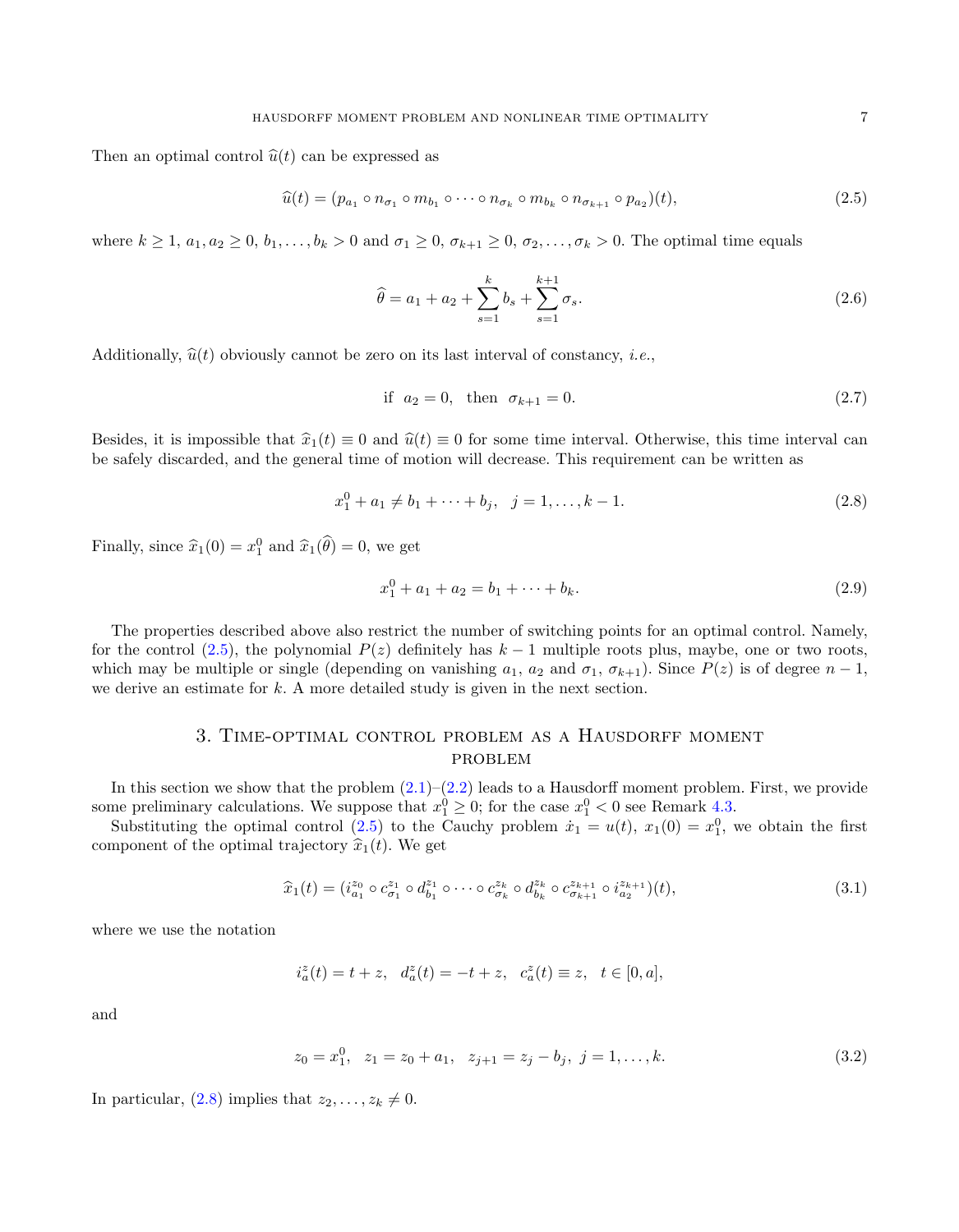Then an optimal control $\widehat{u}(t)$ can be expressed as

$$\widehat{u}(t) = (p_{a_1} \circ n_{\sigma_1} \circ m_{b_1} \circ \cdots \circ n_{\sigma_k} \circ m_{b_k} \circ n_{\sigma_{k+1}} \circ p_{a_2})(t), \tag{2.5}$$

where $k \geq 1$, $a_1, a_2 \geq 0$, $b_1, \ldots, b_k > 0$ and $\sigma_1 \geq 0$, $\sigma_{k+1} \geq 0$, $\sigma_2, \ldots, \sigma_k > 0$. The optimal time equals

$$\widehat{\theta} = a_1 + a_2 + \sum_{s=1}^{k} b_s + \sum_{s=1}^{k+1} \sigma_s. \tag{2.6}$$

Additionally, $\widehat{u}(t)$ obviously cannot be zero on its last interval of constancy, *i.e.*,

$$\text{if} \;\; a_2 = 0, \;\; \text{then} \;\; \sigma_{k+1} = 0. \tag{2.7}$$

Besides, it is impossible that $\widehat{x}_1(t) \equiv 0$ and $\widehat{u}(t) \equiv 0$ for some time interval. Otherwise, this time interval can be safely discarded, and the general time of motion will decrease. This requirement can be written as

$$x_1^0 + a_1 \neq b_1 + \cdots + b_j, \quad j = 1, \ldots, k-1. \tag{2.8}$$

Finally, since $\widehat{x}_1(0) = x_1^0$ and $\widehat{x}_1(\widehat{\theta}) = 0$, we get

$$x_1^0 + a_1 + a_2 = b_1 + \cdots + b_k. \tag{2.9}$$

The properties described above also restrict the number of switching points for an optimal control. Namely, for the control (2.5), the polynomial $P(z)$ definitely has $k-1$ multiple roots plus, maybe, one or two roots, which may be multiple or single (depending on vanishing $a_1$, $a_2$ and $\sigma_1$, $\sigma_{k+1}$). Since $P(z)$ is of degree $n-1$, we derive an estimate for $k$. A more detailed study is given in the next section.

## 3. Time-optimal control problem as a Hausdorff moment problem

In this section we show that the problem (2.1)–(2.2) leads to a Hausdorff moment problem. First, we provide some preliminary calculations. We suppose that $x_1^0 \geq 0$; for the case $x_1^0 < 0$ see Remark 4.3.

Substituting the optimal control (2.5) to the Cauchy problem $\dot{x}_1 = u(t)$, $x_1(0) = x_1^0$, we obtain the first component of the optimal trajectory $\widehat{x}_1(t)$. We get

$$\widehat{x}_1(t) = (i_{a_1}^{z_0} \circ c_{\sigma_1}^{z_1} \circ d_{b_1}^{z_1} \circ \cdots \circ c_{\sigma_k}^{z_k} \circ d_{b_k}^{z_k} \circ c_{\sigma_{k+1}}^{z_{k+1}} \circ i_{a_2}^{z_{k+1}})(t), \tag{3.1}$$

where we use the notation

$$i_a^z(t) = t + z, \quad d_a^z(t) = -t + z, \quad c_a^z(t) \equiv z, \quad t \in [0, a],$$

and

$$z_0 = x_1^0, \quad z_1 = z_0 + a_1, \quad z_{j+1} = z_j - b_j, \; j = 1, \ldots, k. \tag{3.2}$$

In particular, (2.8) implies that $z_2, \ldots, z_k \neq 0$.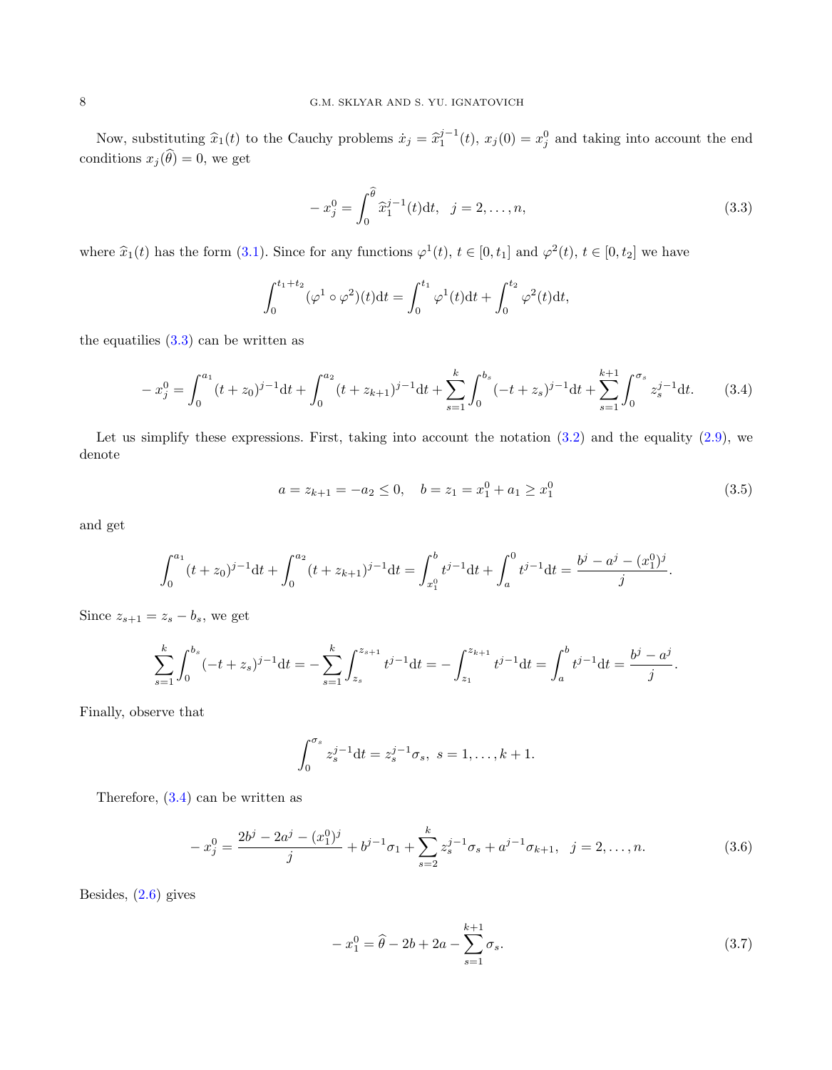Now, substituting $\widehat{x}_1(t)$ to the Cauchy problems $\dot{x}_j = \widehat{x}_1^{j-1}(t)$, $x_j(0) = x_j^0$ and taking into account the end conditions $x_j(\widehat{\theta}) = 0$, we get

$$-x_j^0 = \int_0^{\widehat{\theta}} \widehat{x}_1^{j-1}(t)\mathrm{d}t, \quad j = 2, \ldots, n, \tag{3.3}$$

where $\widehat{x}_1(t)$ has the form (3.1). Since for any functions $\varphi^1(t)$, $t \in [0, t_1]$ and $\varphi^2(t)$, $t \in [0, t_2]$ we have

$$\int_0^{t_1+t_2} (\varphi^1 \circ \varphi^2)(t)\mathrm{d}t = \int_0^{t_1} \varphi^1(t)\mathrm{d}t + \int_0^{t_2} \varphi^2(t)\mathrm{d}t,$$

the equatilies (3.3) can be written as

$$-x_j^0 = \int_0^{a_1} (t + z_0)^{j-1}\mathrm{d}t + \int_0^{a_2} (t + z_{k+1})^{j-1}\mathrm{d}t + \sum_{s=1}^{k} \int_0^{b_s} (-t + z_s)^{j-1}\mathrm{d}t + \sum_{s=1}^{k+1} \int_0^{\sigma_s} z_s^{j-1}\mathrm{d}t. \tag{3.4}$$

Let us simplify these expressions. First, taking into account the notation (3.2) and the equality (2.9), we denote

$$a = z_{k+1} = -a_2 \leq 0, \quad b = z_1 = x_1^0 + a_1 \geq x_1^0 \tag{3.5}$$

and get

$$\int_0^{a_1} (t + z_0)^{j-1}\mathrm{d}t + \int_0^{a_2} (t + z_{k+1})^{j-1}\mathrm{d}t = \int_{x_1^0}^{b} t^{j-1}\mathrm{d}t + \int_a^0 t^{j-1}\mathrm{d}t = \frac{b^j - a^j - (x_1^0)^j}{j}.$$

Since $z_{s+1} = z_s - b_s$, we get

$$\sum_{s=1}^{k} \int_0^{b_s} (-t + z_s)^{j-1}\mathrm{d}t = -\sum_{s=1}^{k} \int_{z_s}^{z_{s+1}} t^{j-1}\mathrm{d}t = -\int_{z_1}^{z_{k+1}} t^{j-1}\mathrm{d}t = \int_a^b t^{j-1}\mathrm{d}t = \frac{b^j - a^j}{j}.$$

Finally, observe that

$$\int_0^{\sigma_s} z_s^{j-1}\mathrm{d}t = z_s^{j-1}\sigma_s, \ s = 1, \ldots, k+1.$$

Therefore, (3.4) can be written as

$$-x_j^0 = \frac{2b^j - 2a^j - (x_1^0)^j}{j} + b^{j-1}\sigma_1 + \sum_{s=2}^{k} z_s^{j-1}\sigma_s + a^{j-1}\sigma_{k+1}, \quad j = 2, \ldots, n. \tag{3.6}$$

Besides, (2.6) gives

$$-x_1^0 = \widehat{\theta} - 2b + 2a - \sum_{s=1}^{k+1} \sigma_s. \tag{3.7}$$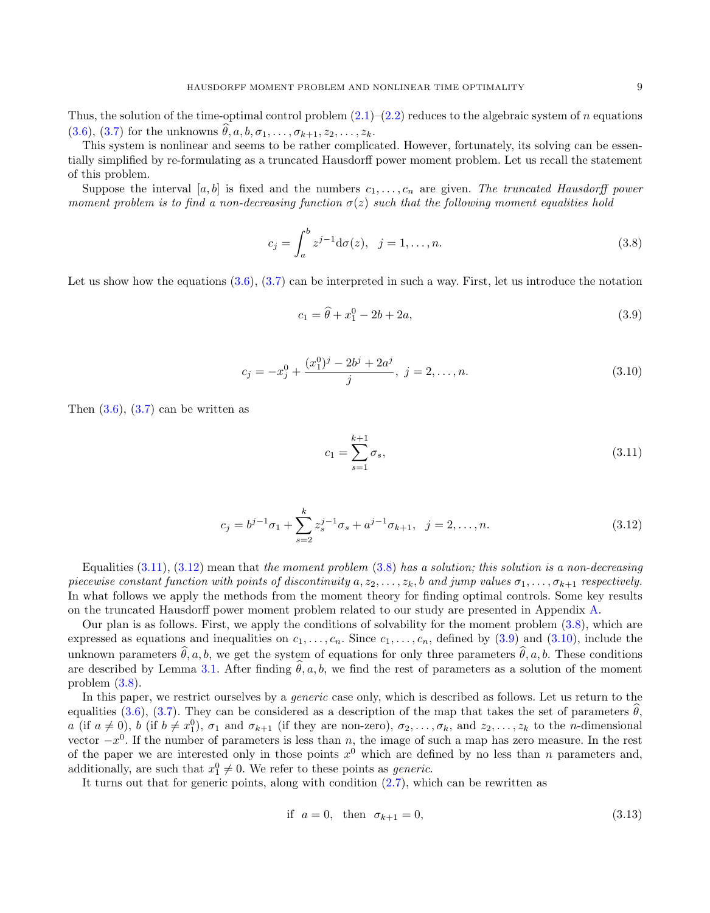Thus, the solution of the time-optimal control problem (2.1)–(2.2) reduces to the algebraic system of $n$ equations (3.6), (3.7) for the unknowns $\widehat{\theta}, a, b, \sigma_1, \ldots, \sigma_{k+1}, z_2, \ldots, z_k$.

This system is nonlinear and seems to be rather complicated. However, fortunately, its solving can be essentially simplified by re-formulating as a truncated Hausdorff power moment problem. Let us recall the statement of this problem.

Suppose the interval $[a, b]$ is fixed and the numbers $c_1, \ldots, c_n$ are given. *The truncated Hausdorff power moment problem is to find a non-decreasing function $\sigma(z)$ such that the following moment equalities hold*

$$c_j = \int_a^b z^{j-1} \mathrm{d}\sigma(z), \quad j = 1, \ldots, n. \tag{3.8}$$

Let us show how the equations (3.6), (3.7) can be interpreted in such a way. First, let us introduce the notation

$$c_1 = \widehat{\theta} + x_1^0 - 2b + 2a, \tag{3.9}$$

$$c_j = -x_j^0 + \frac{(x_1^0)^j - 2b^j + 2a^j}{j}, \ j = 2, \ldots, n. \tag{3.10}$$

Then (3.6), (3.7) can be written as

$$c_1 = \sum_{s=1}^{k+1} \sigma_s, \tag{3.11}$$

$$c_j = b^{j-1}\sigma_1 + \sum_{s=2}^{k} z_s^{j-1}\sigma_s + a^{j-1}\sigma_{k+1}, \quad j = 2, \ldots, n. \tag{3.12}$$

Equalities (3.11), (3.12) mean that *the moment problem* (3.8) *has a solution; this solution is a non-decreasing piecewise constant function with points of discontinuity $a, z_2, \ldots, z_k, b$ and jump values $\sigma_1, \ldots, \sigma_{k+1}$ respectively.* In what follows we apply the methods from the moment theory for finding optimal controls. Some key results on the truncated Hausdorff power moment problem related to our study are presented in Appendix A.

Our plan is as follows. First, we apply the conditions of solvability for the moment problem (3.8), which are expressed as equations and inequalities on $c_1, \ldots, c_n$. Since $c_1, \ldots, c_n$, defined by (3.9) and (3.10), include the unknown parameters $\widehat{\theta}, a, b$, we get the system of equations for only three parameters $\widehat{\theta}, a, b$. These conditions are described by Lemma 3.1. After finding $\widehat{\theta}, a, b$, we find the rest of parameters as a solution of the moment problem (3.8).

In this paper, we restrict ourselves by a *generic* case only, which is described as follows. Let us return to the equalities (3.6), (3.7). They can be considered as a description of the map that takes the set of parameters $\widehat{\theta}$, $a$ (if $a \neq 0$), $b$ (if $b \neq x_1^0$), $\sigma_1$ and $\sigma_{k+1}$ (if they are non-zero), $\sigma_2, \ldots, \sigma_k$, and $z_2, \ldots, z_k$ to the $n$-dimensional vector $-x^0$. If the number of parameters is less than $n$, the image of such a map has zero measure. In the rest of the paper we are interested only in those points $x^0$ which are defined by no less than $n$ parameters and, additionally, are such that $x_1^0 \neq 0$. We refer to these points as *generic*.

It turns out that for generic points, along with condition (2.7), which can be rewritten as

$$\text{if} \quad a = 0, \quad \text{then} \quad \sigma_{k+1} = 0, \tag{3.13}$$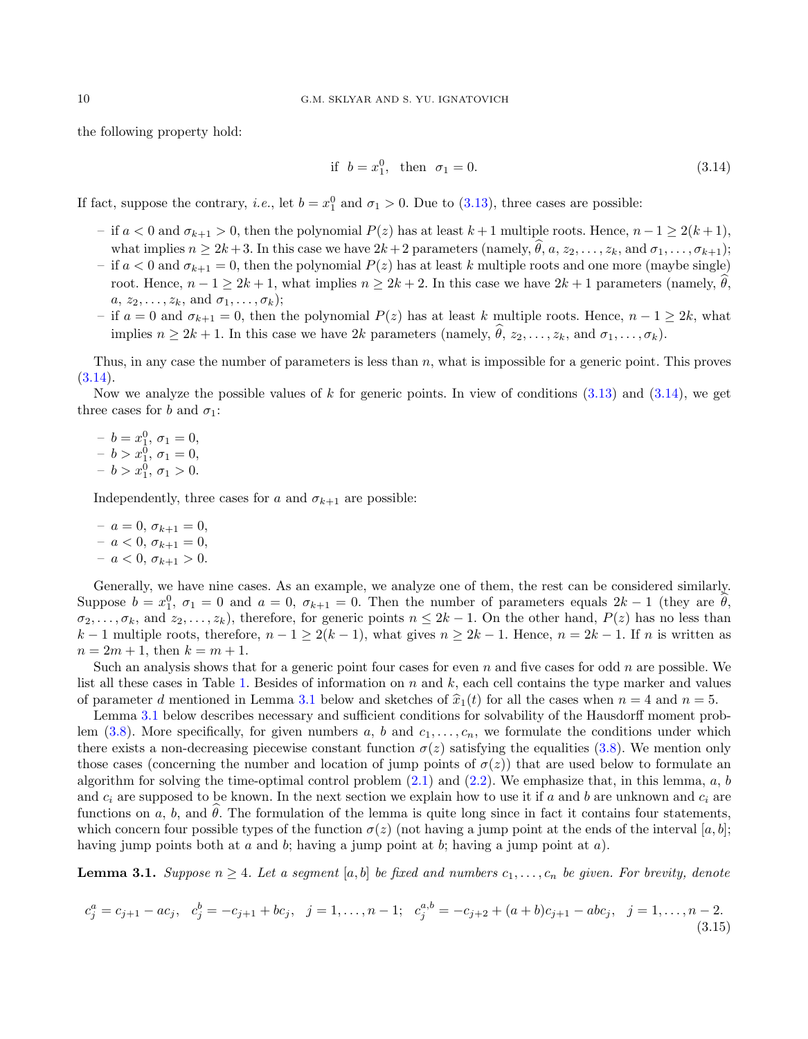the following property hold:

$$\text{if } \ b = x_1^0, \ \text{ then } \ \sigma_1 = 0. \tag{3.14}$$

If fact, suppose the contrary, *i.e.*, let $b = x_1^0$ and $\sigma_1 > 0$. Due to (3.13), three cases are possible:

- if $a < 0$ and $\sigma_{k+1} > 0$, then the polynomial $P(z)$ has at least $k+1$ multiple roots. Hence, $n-1 \geq 2(k+1)$, what implies $n \geq 2k+3$. In this case we have $2k+2$ parameters (namely, $\widehat{\theta}$, $a$, $z_2, \ldots, z_k$, and $\sigma_1, \ldots, \sigma_{k+1}$);
- if $a < 0$ and $\sigma_{k+1} = 0$, then the polynomial $P(z)$ has at least $k$ multiple roots and one more (maybe single) root. Hence, $n-1 \geq 2k+1$, what implies $n \geq 2k+2$. In this case we have $2k+1$ parameters (namely, $\widehat{\theta}$, $a$, $z_2, \ldots, z_k$, and $\sigma_1, \ldots, \sigma_k$);
- if $a = 0$ and $\sigma_{k+1} = 0$, then the polynomial $P(z)$ has at least $k$ multiple roots. Hence, $n-1 \geq 2k$, what implies $n \geq 2k+1$. In this case we have $2k$ parameters (namely, $\widehat{\theta}$, $z_2, \ldots, z_k$, and $\sigma_1, \ldots, \sigma_k$).

Thus, in any case the number of parameters is less than $n$, what is impossible for a generic point. This proves (3.14).

Now we analyze the possible values of $k$ for generic points. In view of conditions (3.13) and (3.14), we get three cases for $b$ and $\sigma_1$:

- $b = x_1^0$, $\sigma_1 = 0$,
- $b > x_1^0$, $\sigma_1 = 0$,
- $b > x_1^0$, $\sigma_1 > 0$.

Independently, three cases for $a$ and $\sigma_{k+1}$ are possible:

- $a = 0$, $\sigma_{k+1} = 0$,
- $a < 0$, $\sigma_{k+1} = 0$,
- $a < 0$, $\sigma_{k+1} > 0$.

Generally, we have nine cases. As an example, we analyze one of them, the rest can be considered similarly. Suppose $b = x_1^0$, $\sigma_1 = 0$ and $a = 0$, $\sigma_{k+1} = 0$. Then the number of parameters equals $2k-1$ (they are $\widehat{\theta}$, $\sigma_2, \ldots, \sigma_k$, and $z_2, \ldots, z_k$), therefore, for generic points $n \leq 2k-1$. On the other hand, $P(z)$ has no less than $k-1$ multiple roots, therefore, $n-1 \geq 2(k-1)$, what gives $n \geq 2k-1$. Hence, $n = 2k-1$. If $n$ is written as $n = 2m+1$, then $k = m+1$.

Such an analysis shows that for a generic point four cases for even $n$ and five cases for odd $n$ are possible. We list all these cases in Table 1. Besides of information on $n$ and $k$, each cell contains the type marker and values of parameter $d$ mentioned in Lemma 3.1 below and sketches of $\widehat{x}_1(t)$ for all the cases when $n = 4$ and $n = 5$.

Lemma 3.1 below describes necessary and sufficient conditions for solvability of the Hausdorff moment problem (3.8). More specifically, for given numbers $a$, $b$ and $c_1, \ldots, c_n$, we formulate the conditions under which there exists a non-decreasing piecewise constant function $\sigma(z)$ satisfying the equalities (3.8). We mention only those cases (concerning the number and location of jump points of $\sigma(z)$) that are used below to formulate an algorithm for solving the time-optimal control problem (2.1) and (2.2). We emphasize that, in this lemma, $a$, $b$ and $c_i$ are supposed to be known. In the next section we explain how to use it if $a$ and $b$ are unknown and $c_i$ are functions on $a$, $b$, and $\widehat{\theta}$. The formulation of the lemma is quite long since in fact it contains four statements, which concern four possible types of the function $\sigma(z)$ (not having a jump point at the ends of the interval $[a, b]$; having jump points both at $a$ and $b$; having a jump point at $b$; having a jump point at $a$).

**Lemma 3.1.** *Suppose $n \geq 4$. Let a segment $[a, b]$ be fixed and numbers $c_1, \ldots, c_n$ be given. For brevity, denote*

$$c_j^a = c_{j+1} - ac_j, \quad c_j^b = -c_{j+1} + bc_j, \quad j = 1, \ldots, n-1; \quad c_j^{a,b} = -c_{j+2} + (a+b)c_{j+1} - abc_j, \quad j = 1, \ldots, n-2. \tag{3.15}$$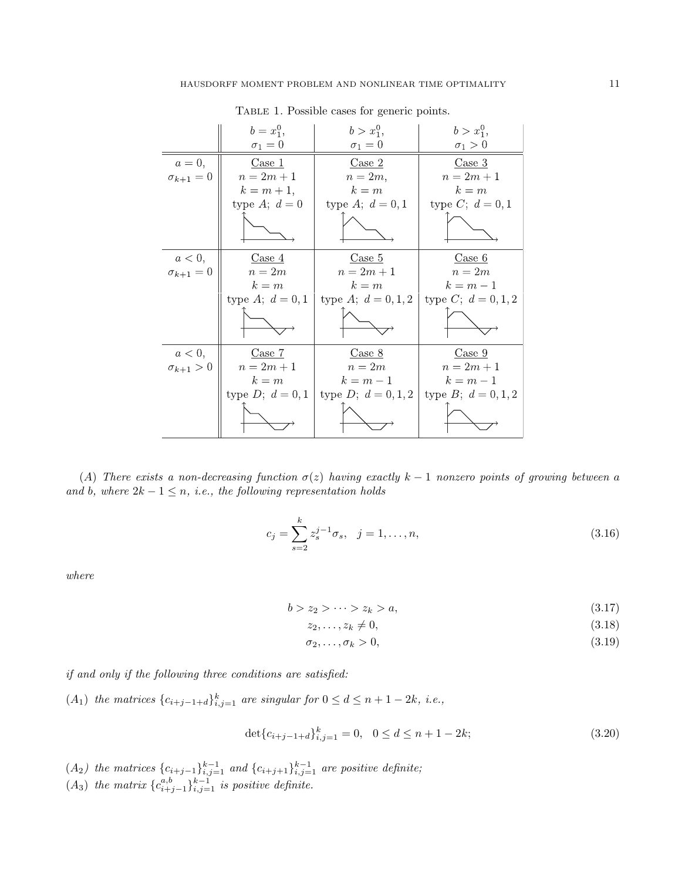Table 1. Possible cases for generic points.

| | $b = x_1^0$, $\sigma_1 = 0$ | $b > x_1^0$, $\sigma_1 = 0$ | $b > x_1^0$, $\sigma_1 > 0$ |
|---|---|---|---|
| $a = 0$, $\sigma_{k+1} = 0$ | Case 1<br>$n = 2m+1$<br>$k = m+1$,<br>type $A$; $d = 0$ | Case 2<br>$n = 2m$,<br>$k = m$<br>type $A$; $d = 0, 1$ | Case 3<br>$n = 2m+1$<br>$k = m$<br>type $C$; $d = 0, 1$ |
| $a < 0$, $\sigma_{k+1} = 0$ | Case 4<br>$n = 2m$<br>$k = m$<br>type $A$; $d = 0, 1$ | Case 5<br>$n = 2m+1$<br>$k = m$<br>type $A$; $d = 0, 1, 2$ | Case 6<br>$n = 2m$<br>$k = m-1$<br>type $C$; $d = 0, 1, 2$ |
| $a < 0$, $\sigma_{k+1} > 0$ | Case 7<br>$n = 2m+1$<br>$k = m$<br>type $D$; $d = 0, 1$ | Case 8<br>$n = 2m$<br>$k = m-1$<br>type $D$; $d = 0, 1, 2$ | Case 9<br>$n = 2m+1$<br>$k = m-1$<br>type $B$; $d = 0, 1, 2$ |

*(A) There exists a non-decreasing function $\sigma(z)$ having exactly $k-1$ nonzero points of growing between $a$ and $b$, where $2k-1 \leq n$, i.e., the following representation holds*

$$c_j = \sum_{s=2}^{k} z_s^{j-1} \sigma_s, \quad j = 1, \ldots, n, \tag{3.16}$$

*where*

$$b > z_2 > \cdots > z_k > a, \tag{3.17}$$

$$z_2, \ldots, z_k \neq 0, \tag{3.18}$$

$$\sigma_2, \ldots, \sigma_k > 0, \tag{3.19}$$

*if and only if the following three conditions are satisfied:*

$(A_1)$ *the matrices $\{c_{i+j-1+d}\}_{i,j=1}^{k}$ are singular for $0 \leq d \leq n+1-2k$, i.e.,*

$$\det\{c_{i+j-1+d}\}_{i,j=1}^{k} = 0, \quad 0 \leq d \leq n+1-2k; \tag{3.20}$$

$(A_2)$ *the matrices $\{c_{i+j-1}\}_{i,j=1}^{k-1}$ and $\{c_{i+j+1}\}_{i,j=1}^{k-1}$ are positive definite;*

$(A_3)$ *the matrix $\{c_{i+j-1}^{a,b}\}_{i,j=1}^{k-1}$ is positive definite.*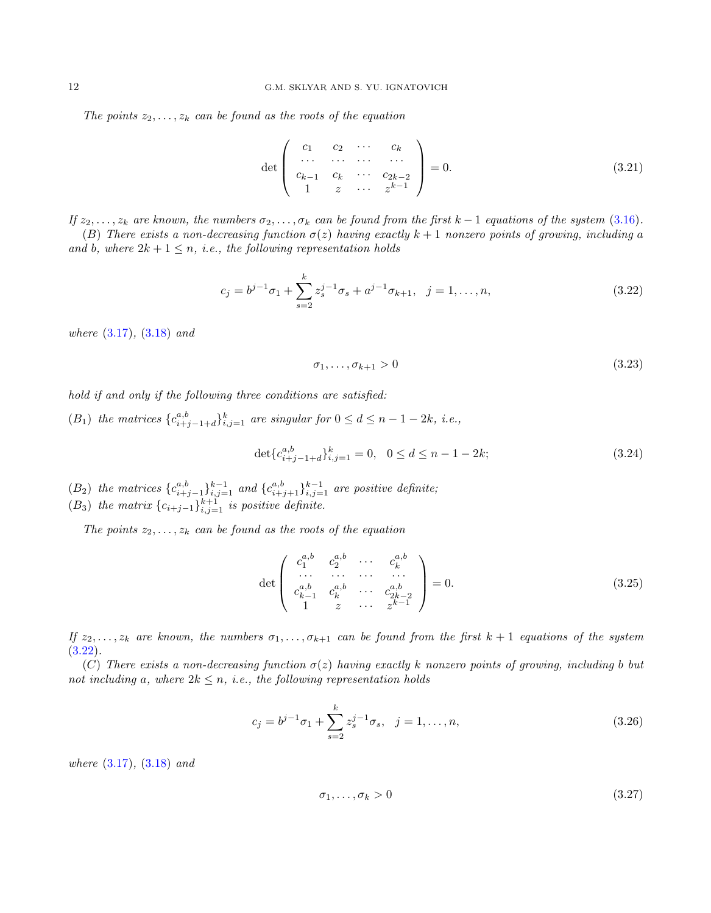*The points $z_2, \ldots, z_k$ can be found as the roots of the equation*

$$\det \begin{pmatrix} c_1 & c_2 & \cdots & c_k \\ \cdots & \cdots & \cdots & \cdots \\ c_{k-1} & c_k & \cdots & c_{2k-2} \\ 1 & z & \cdots & z^{k-1} \end{pmatrix} = 0. \tag{3.21}$$

*If $z_2, \ldots, z_k$ are known, the numbers $\sigma_2, \ldots, \sigma_k$ can be found from the first $k-1$ equations of the system (3.16).*

$(B)$ *There exists a non-decreasing function $\sigma(z)$ having exactly $k+1$ nonzero points of growing, including $a$ and $b$, where $2k+1 \le n$, i.e., the following representation holds*

$$c_j = b^{j-1}\sigma_1 + \sum_{s=2}^{k} z_s^{j-1}\sigma_s + a^{j-1}\sigma_{k+1}, \quad j = 1, \ldots, n, \tag{3.22}$$

*where (3.17), (3.18) and*

$$\sigma_1, \ldots, \sigma_{k+1} > 0 \tag{3.23}$$

*hold if and only if the following three conditions are satisfied:*

$(B_1)$ *the matrices $\{c^{a,b}_{i+j-1+d}\}_{i,j=1}^{k}$ are singular for $0 \le d \le n-1-2k$, i.e.,*

$$\det\{c^{a,b}_{i+j-1+d}\}_{i,j=1}^{k} = 0, \quad 0 \le d \le n-1-2k; \tag{3.24}$$

$(B_2)$ *the matrices $\{c^{a,b}_{i+j-1}\}_{i,j=1}^{k-1}$ and $\{c^{a,b}_{i+j+1}\}_{i,j=1}^{k-1}$ are positive definite;*

$(B_3)$ *the matrix $\{c_{i+j-1}\}_{i,j=1}^{k+1}$ is positive definite.*

*The points $z_2, \ldots, z_k$ can be found as the roots of the equation*

$$\det \begin{pmatrix} c^{a,b}_1 & c^{a,b}_2 & \cdots & c^{a,b}_k \\ \cdots & \cdots & \cdots & \cdots \\ c^{a,b}_{k-1} & c^{a,b}_k & \cdots & c^{a,b}_{2k-2} \\ 1 & z & \cdots & z^{k-1} \end{pmatrix} = 0. \tag{3.25}$$

*If $z_2, \ldots, z_k$ are known, the numbers $\sigma_1, \ldots, \sigma_{k+1}$ can be found from the first $k+1$ equations of the system (3.22).*

$(C)$ *There exists a non-decreasing function $\sigma(z)$ having exactly $k$ nonzero points of growing, including $b$ but not including $a$, where $2k \le n$, i.e., the following representation holds*

$$c_j = b^{j-1}\sigma_1 + \sum_{s=2}^{k} z_s^{j-1}\sigma_s, \quad j = 1, \ldots, n, \tag{3.26}$$

*where (3.17), (3.18) and*

$$\sigma_1, \ldots, \sigma_k > 0 \tag{3.27}$$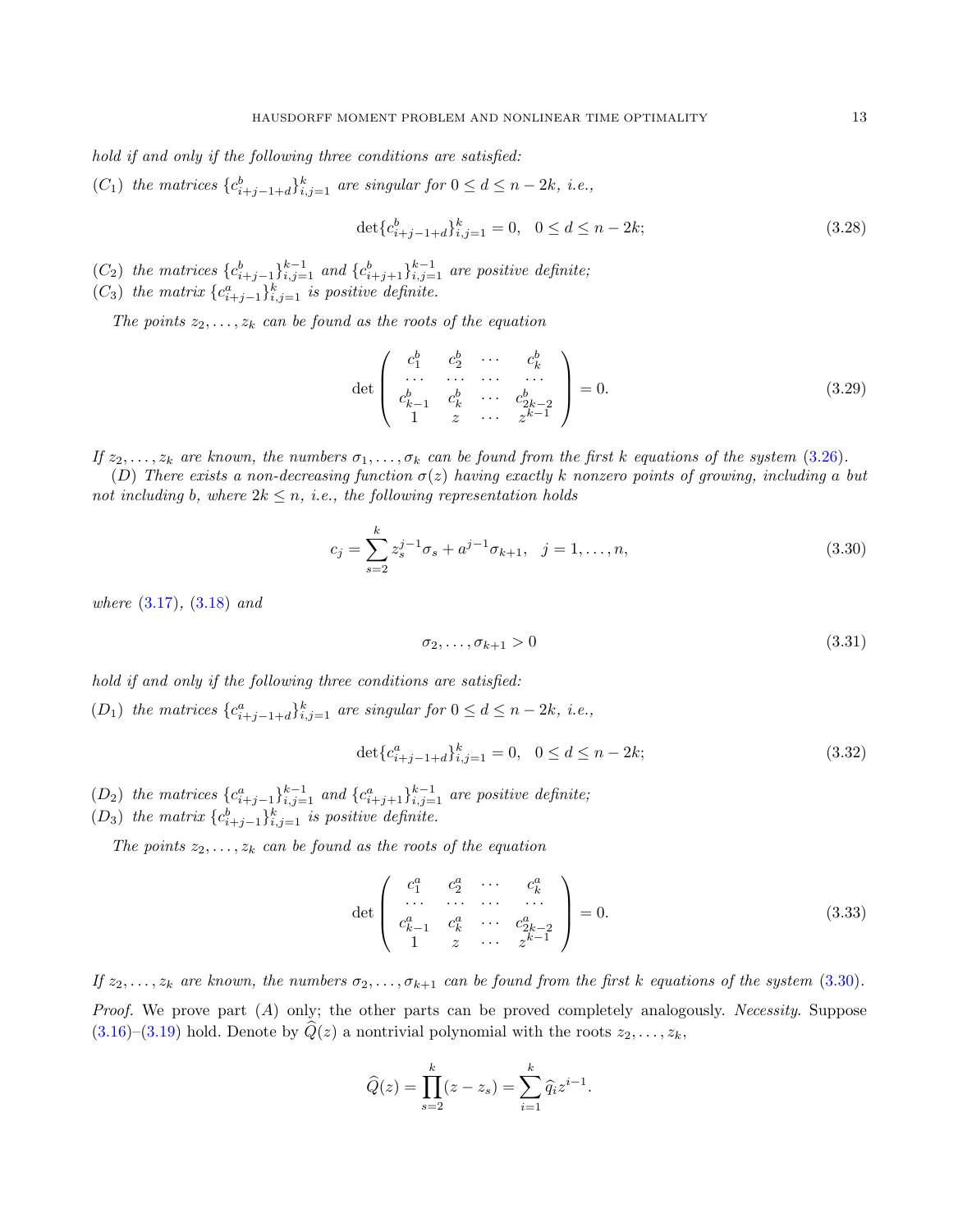*hold if and only if the following three conditions are satisfied:*

$(C_1)$ *the matrices* $\{c^b_{i+j-1+d}\}_{i,j=1}^k$ *are singular for* $0 \le d \le n-2k$, *i.e.,*

$$\det\{c^b_{i+j-1+d}\}_{i,j=1}^k = 0, \quad 0 \le d \le n-2k; \tag{3.28}$$

$(C_2)$ *the matrices* $\{c^b_{i+j-1}\}_{i,j=1}^{k-1}$ *and* $\{c^b_{i+j+1}\}_{i,j=1}^{k-1}$ *are positive definite;*
$(C_3)$ *the matrix* $\{c^a_{i+j-1}\}_{i,j=1}^k$ *is positive definite.*

*The points* $z_2,\dots,z_k$ *can be found as the roots of the equation*

$$\det\begin{pmatrix} c^b_1 & c^b_2 & \cdots & c^b_k \\ \cdots & \cdots & \cdots & \cdots \\ c^b_{k-1} & c^b_k & \cdots & c^b_{2k-2} \\ 1 & z & \cdots & z^{k-1} \end{pmatrix} = 0. \tag{3.29}$$

*If* $z_2,\dots,z_k$ *are known, the numbers* $\sigma_1,\dots,\sigma_k$ *can be found from the first* $k$ *equations of the system* (3.26).

$(D)$ *There exists a non-decreasing function* $\sigma(z)$ *having exactly* $k$ *nonzero points of growing, including* $a$ *but not including* $b$, *where* $2k \le n$, *i.e., the following representation holds*

$$c_j = \sum_{s=2}^{k} z_s^{j-1}\sigma_s + a^{j-1}\sigma_{k+1}, \quad j = 1,\dots,n, \tag{3.30}$$

*where* (3.17), (3.18) *and*

$$\sigma_2,\dots,\sigma_{k+1} > 0 \tag{3.31}$$

*hold if and only if the following three conditions are satisfied:*

$(D_1)$ *the matrices* $\{c^a_{i+j-1+d}\}_{i,j=1}^k$ *are singular for* $0 \le d \le n-2k$, *i.e.,*

$$\det\{c^a_{i+j-1+d}\}_{i,j=1}^k = 0, \quad 0 \le d \le n-2k; \tag{3.32}$$

$(D_2)$ *the matrices* $\{c^a_{i+j-1}\}_{i,j=1}^{k-1}$ *and* $\{c^a_{i+j+1}\}_{i,j=1}^{k-1}$ *are positive definite;*
$(D_3)$ *the matrix* $\{c^b_{i+j-1}\}_{i,j=1}^k$ *is positive definite.*

*The points* $z_2,\dots,z_k$ *can be found as the roots of the equation*

$$\det\begin{pmatrix} c^a_1 & c^a_2 & \cdots & c^a_k \\ \cdots & \cdots & \cdots & \cdots \\ c^a_{k-1} & c^a_k & \cdots & c^a_{2k-2} \\ 1 & z & \cdots & z^{k-1} \end{pmatrix} = 0. \tag{3.33}$$

*If* $z_2,\dots,z_k$ *are known, the numbers* $\sigma_2,\dots,\sigma_{k+1}$ *can be found from the first* $k$ *equations of the system* (3.30).

*Proof.* We prove part $(A)$ only; the other parts can be proved completely analogously. *Necessity.* Suppose (3.16)–(3.19) hold. Denote by $\widehat{Q}(z)$ a nontrivial polynomial with the roots $z_2,\dots,z_k$,

$$\widehat{Q}(z) = \prod_{s=2}^{k}(z - z_s) = \sum_{i=1}^{k}\widehat{q}_i z^{i-1}.$$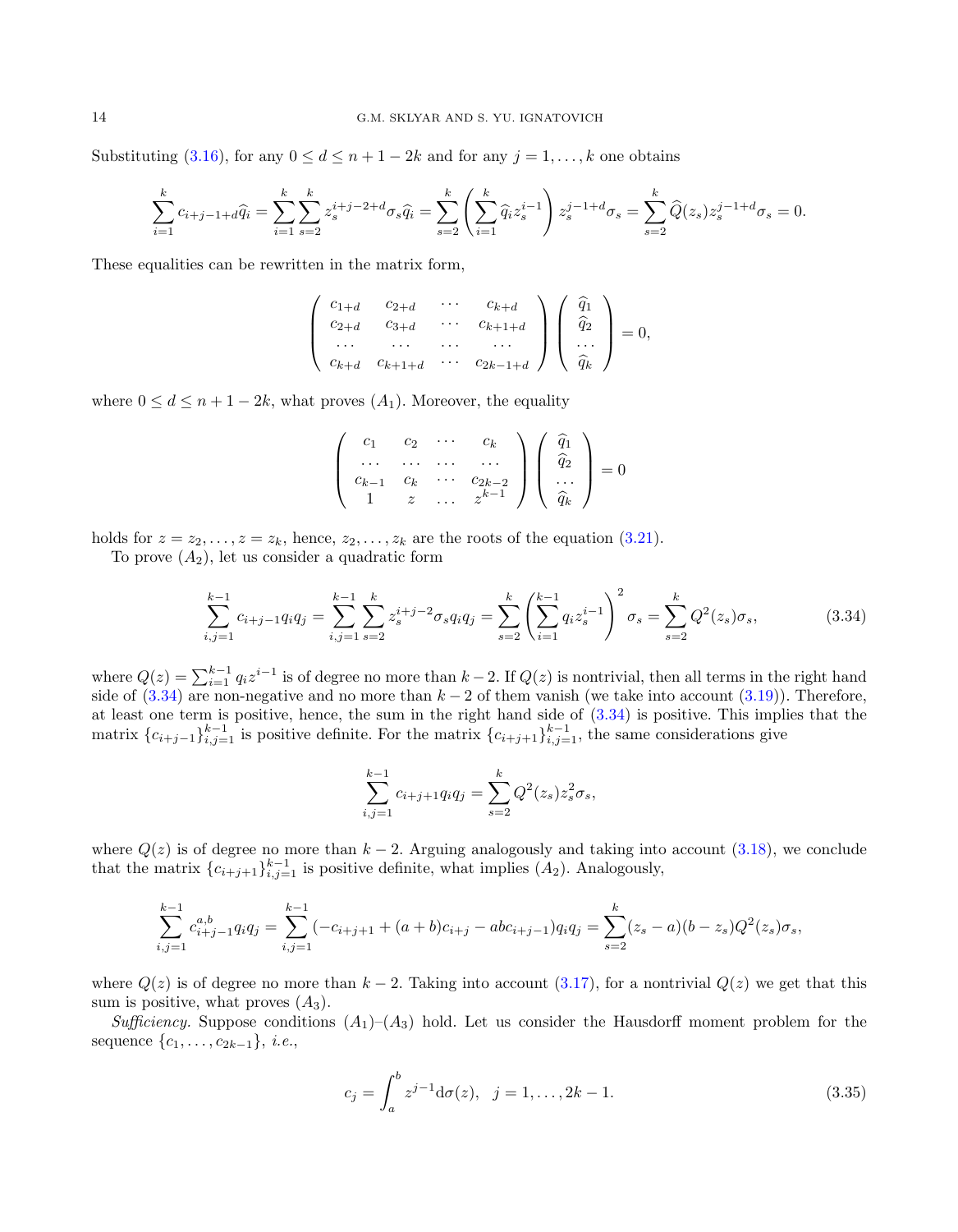Substituting (3.16), for any $0 \le d \le n+1-2k$ and for any $j = 1, \dots, k$ one obtains

$$\sum_{i=1}^{k} c_{i+j-1+d}\widehat{q}_i = \sum_{i=1}^{k}\sum_{s=2}^{k} z_s^{i+j-2+d}\sigma_s \widehat{q}_i = \sum_{s=2}^{k}\left(\sum_{i=1}^{k}\widehat{q}_i z_s^{i-1}\right) z_s^{j-1+d}\sigma_s = \sum_{s=2}^{k}\widehat{Q}(z_s) z_s^{j-1+d}\sigma_s = 0.$$

These equalities can be rewritten in the matrix form,

$$\begin{pmatrix} c_{1+d} & c_{2+d} & \cdots & c_{k+d} \\ c_{2+d} & c_{3+d} & \cdots & c_{k+1+d} \\ \cdots & \cdots & \cdots & \cdots \\ c_{k+d} & c_{k+1+d} & \cdots & c_{2k-1+d} \end{pmatrix} \begin{pmatrix} \widehat{q}_1 \\ \widehat{q}_2 \\ \cdots \\ \widehat{q}_k \end{pmatrix} = 0,$$

where $0 \le d \le n+1-2k$, what proves $(A_1)$. Moreover, the equality

$$\begin{pmatrix} c_1 & c_2 & \cdots & c_k \\ \cdots & \cdots & \cdots & \cdots \\ c_{k-1} & c_k & \cdots & c_{2k-2} \\ 1 & z & \dots & z^{k-1} \end{pmatrix} \begin{pmatrix} \widehat{q}_1 \\ \widehat{q}_2 \\ \cdots \\ \widehat{q}_k \end{pmatrix} = 0$$

holds for $z = z_2, \dots, z = z_k$, hence, $z_2, \dots, z_k$ are the roots of the equation (3.21).

To prove $(A_2)$, let us consider a quadratic form

$$\sum_{i,j=1}^{k-1} c_{i+j-1}q_i q_j = \sum_{i,j=1}^{k-1}\sum_{s=2}^{k} z_s^{i+j-2}\sigma_s q_i q_j = \sum_{s=2}^{k}\left(\sum_{i=1}^{k-1} q_i z_s^{i-1}\right)^2 \sigma_s = \sum_{s=2}^{k} Q^2(z_s)\sigma_s, \tag{3.34}$$

where $Q(z) = \sum_{i=1}^{k-1} q_i z^{i-1}$ is of degree no more than $k-2$. If $Q(z)$ is nontrivial, then all terms in the right hand side of (3.34) are non-negative and no more than $k-2$ of them vanish (we take into account (3.19)). Therefore, at least one term is positive, hence, the sum in the right hand side of (3.34) is positive. This implies that the matrix $\{c_{i+j-1}\}_{i,j=1}^{k-1}$ is positive definite. For the matrix $\{c_{i+j+1}\}_{i,j=1}^{k-1}$, the same considerations give

$$\sum_{i,j=1}^{k-1} c_{i+j+1}q_i q_j = \sum_{s=2}^{k} Q^2(z_s) z_s^2 \sigma_s,$$

where $Q(z)$ is of degree no more than $k-2$. Arguing analogously and taking into account (3.18), we conclude that the matrix $\{c_{i+j+1}\}_{i,j=1}^{k-1}$ is positive definite, what implies $(A_2)$. Analogously,

$$\sum_{i,j=1}^{k-1} c^{a,b}_{i+j-1}q_i q_j = \sum_{i,j=1}^{k-1}(-c_{i+j+1} + (a+b)c_{i+j} - abc_{i+j-1})q_i q_j = \sum_{s=2}^{k}(z_s - a)(b - z_s)Q^2(z_s)\sigma_s,$$

where $Q(z)$ is of degree no more than $k-2$. Taking into account (3.17), for a nontrivial $Q(z)$ we get that this sum is positive, what proves $(A_3)$.

*Sufficiency.* Suppose conditions $(A_1)$–$(A_3)$ hold. Let us consider the Hausdorff moment problem for the sequence $\{c_1, \dots, c_{2k-1}\}$, *i.e.*,

$$c_j = \int_a^b z^{j-1} \mathrm{d}\sigma(z), \quad j = 1, \dots, 2k-1. \tag{3.35}$$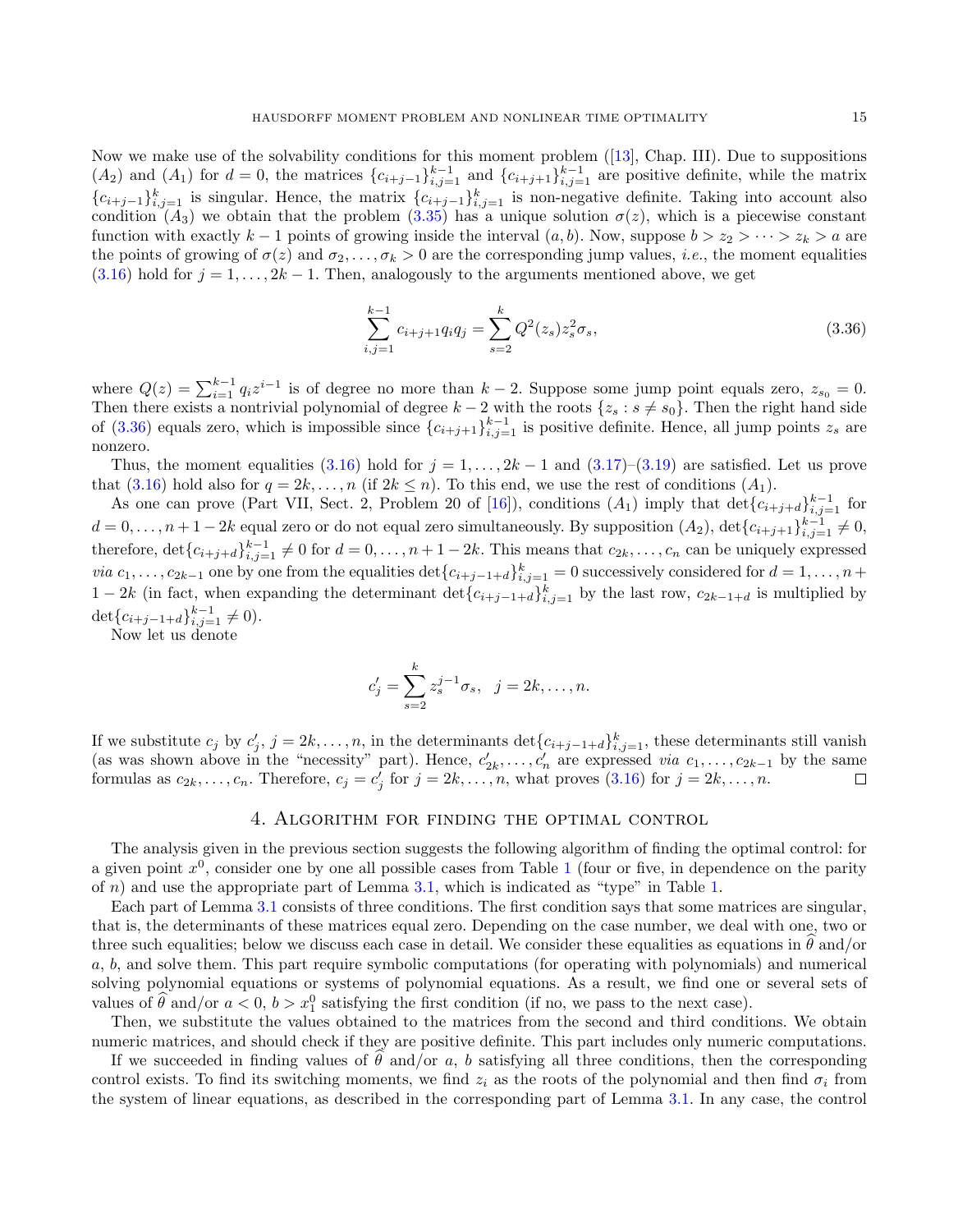Now we make use of the solvability conditions for this moment problem ([13], Chap. III). Due to suppositions $(A_2)$ and $(A_1)$ for $d = 0$, the matrices $\{c_{i+j-1}\}_{i,j=1}^{k-1}$ and $\{c_{i+j+1}\}_{i,j=1}^{k-1}$ are positive definite, while the matrix $\{c_{i+j-1}\}_{i,j=1}^{k}$ is singular. Hence, the matrix $\{c_{i+j-1}\}_{i,j=1}^{k}$ is non-negative definite. Taking into account also condition $(A_3)$ we obtain that the problem (3.35) has a unique solution $\sigma(z)$, which is a piecewise constant function with exactly $k-1$ points of growing inside the interval $(a, b)$. Now, suppose $b > z_2 > \cdots > z_k > a$ are the points of growing of $\sigma(z)$ and $\sigma_2, \ldots, \sigma_k > 0$ are the corresponding jump values, *i.e.*, the moment equalities (3.16) hold for $j = 1, \ldots, 2k-1$. Then, analogously to the arguments mentioned above, we get

$$\sum_{i,j=1}^{k-1} c_{i+j+1} q_i q_j = \sum_{s=2}^{k} Q^2(z_s) z_s^2 \sigma_s, \tag{3.36}$$

where $Q(z) = \sum_{i=1}^{k-1} q_i z^{i-1}$ is of degree no more than $k-2$. Suppose some jump point equals zero, $z_{s_0} = 0$. Then there exists a nontrivial polynomial of degree $k-2$ with the roots $\{z_s : s \neq s_0\}$. Then the right hand side of (3.36) equals zero, which is impossible since $\{c_{i+j+1}\}_{i,j=1}^{k-1}$ is positive definite. Hence, all jump points $z_s$ are nonzero.

Thus, the moment equalities (3.16) hold for $j = 1, \ldots, 2k-1$ and (3.17)–(3.19) are satisfied. Let us prove that (3.16) hold also for $q = 2k, \ldots, n$ (if $2k \leq n$). To this end, we use the rest of conditions $(A_1)$.

As one can prove (Part VII, Sect. 2, Problem 20 of [16]), conditions $(A_1)$ imply that $\det\{c_{i+j+d}\}_{i,j=1}^{k-1}$ for $d = 0, \ldots, n+1-2k$ equal zero or do not equal zero simultaneously. By supposition $(A_2)$, $\det\{c_{i+j+1}\}_{i,j=1}^{k-1} \neq 0$, therefore, $\det\{c_{i+j+d}\}_{i,j=1}^{k-1} \neq 0$ for $d = 0, \ldots, n+1-2k$. This means that $c_{2k}, \ldots, c_n$ can be uniquely expressed *via* $c_1, \ldots, c_{2k-1}$ one by one from the equalities $\det\{c_{i+j-1+d}\}_{i,j=1}^{k} = 0$ successively considered for $d = 1, \ldots, n+1-2k$ (in fact, when expanding the determinant $\det\{c_{i+j-1+d}\}_{i,j=1}^{k}$ by the last row, $c_{2k-1+d}$ is multiplied by $\det\{c_{i+j-1+d}\}_{i,j=1}^{k-1} \neq 0$).

Now let us denote

$$c'_j = \sum_{s=2}^{k} z_s^{j-1} \sigma_s, \quad j = 2k, \ldots, n.$$

If we substitute $c_j$ by $c'_j$, $j = 2k, \ldots, n$, in the determinants $\det\{c_{i+j-1+d}\}_{i,j=1}^{k}$, these determinants still vanish (as was shown above in the "necessity" part). Hence, $c'_{2k}, \ldots, c'_n$ are expressed *via* $c_1, \ldots, c_{2k-1}$ by the same formulas as $c_{2k}, \ldots, c_n$. Therefore, $c_j = c'_j$ for $j = 2k, \ldots, n$, what proves (3.16) for $j = 2k, \ldots, n$. □

## 4. Algorithm for finding the optimal control

The analysis given in the previous section suggests the following algorithm of finding the optimal control: for a given point $x^0$, consider one by one all possible cases from Table 1 (four or five, in dependence on the parity of $n$) and use the appropriate part of Lemma 3.1, which is indicated as "type" in Table 1.

Each part of Lemma 3.1 consists of three conditions. The first condition says that some matrices are singular, that is, the determinants of these matrices equal zero. Depending on the case number, we deal with one, two or three such equalities; below we discuss each case in detail. We consider these equalities as equations in $\widehat{\theta}$ and/or $a$, $b$, and solve them. This part require symbolic computations (for operating with polynomials) and numerical solving polynomial equations or systems of polynomial equations. As a result, we find one or several sets of values of $\widehat{\theta}$ and/or $a < 0$, $b > x_1^0$ satisfying the first condition (if no, we pass to the next case).

Then, we substitute the values obtained to the matrices from the second and third conditions. We obtain numeric matrices, and should check if they are positive definite. This part includes only numeric computations.

If we succeeded in finding values of $\widehat{\theta}$ and/or $a$, $b$ satisfying all three conditions, then the corresponding control exists. To find its switching moments, we find $z_i$ as the roots of the polynomial and then find $\sigma_i$ from the system of linear equations, as described in the corresponding part of Lemma 3.1. In any case, the control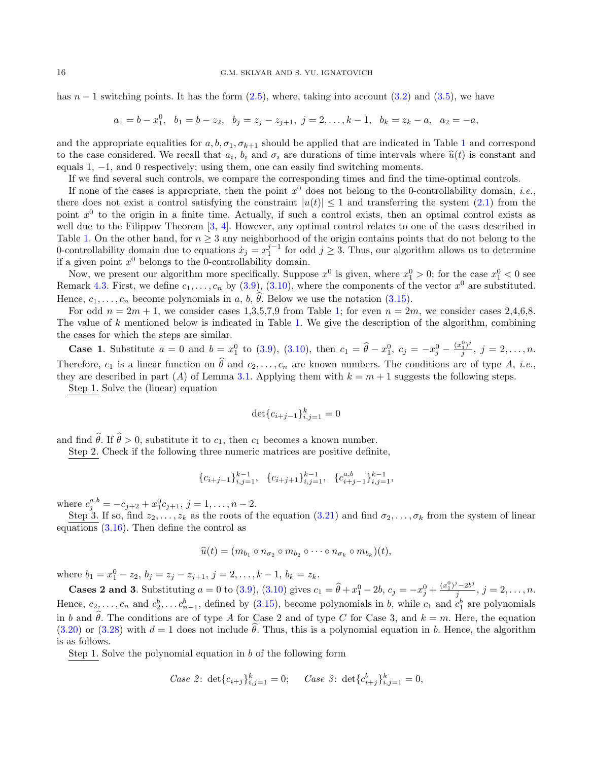has $n-1$ switching points. It has the form (2.5), where, taking into account (3.2) and (3.5), we have

$$a_1 = b - x_1^0, \quad b_1 = b - z_2, \quad b_j = z_j - z_{j+1}, \ j = 2, \ldots, k-1, \quad b_k = z_k - a, \quad a_2 = -a,$$

and the appropriate equalities for $a, b, \sigma_1, \sigma_{k+1}$ should be applied that are indicated in Table 1 and correspond to the case considered. We recall that $a_i$, $b_i$ and $\sigma_i$ are durations of time intervals where $\widehat{u}(t)$ is constant and equals 1, $-1$, and 0 respectively; using them, one can easily find switching moments.

If we find several such controls, we compare the corresponding times and find the time-optimal controls.

If none of the cases is appropriate, then the point $x^0$ does not belong to the 0-controllability domain, *i.e.*, there does not exist a control satisfying the constraint $|u(t)| \leq 1$ and transferring the system (2.1) from the point $x^0$ to the origin in a finite time. Actually, if such a control exists, then an optimal control exists as well due to the Filippov Theorem [3, 4]. However, any optimal control relates to one of the cases described in Table 1. On the other hand, for $n \geq 3$ any neighborhood of the origin contains points that do not belong to the 0-controllability domain due to equations $\dot{x}_j = x_1^{j-1}$ for odd $j \geq 3$. Thus, our algorithm allows us to determine if a given point $x^0$ belongs to the 0-controllability domain.

Now, we present our algorithm more specifically. Suppose $x^0$ is given, where $x_1^0 > 0$; for the case $x_1^0 < 0$ see Remark 4.3. First, we define $c_1, \ldots, c_n$ by (3.9), (3.10), where the components of the vector $x^0$ are substituted. Hence, $c_1, \ldots, c_n$ become polynomials in $a$, $b$, $\widehat{\theta}$. Below we use the notation (3.15).

For odd $n = 2m+1$, we consider cases 1,3,5,7,9 from Table 1; for even $n = 2m$, we consider cases 2,4,6,8. The value of $k$ mentioned below is indicated in Table 1. We give the description of the algorithm, combining the cases for which the steps are similar.

**Case 1**. Substitute $a = 0$ and $b = x_1^0$ to (3.9), (3.10), then $c_1 = \widehat{\theta} - x_1^0$, $c_j = -x_j^0 - \frac{(x_1^0)^j}{j}$, $j = 2, \ldots, n$. Therefore, $c_1$ is a linear function on $\widehat{\theta}$ and $c_2, \ldots, c_n$ are known numbers. The conditions are of type $A$, *i.e.*, they are described in part $(A)$ of Lemma 3.1. Applying them with $k = m+1$ suggests the following steps.

Step 1. Solve the (linear) equation

$$\det\{c_{i+j-1}\}_{i,j=1}^{k} = 0$$

and find $\widehat{\theta}$. If $\widehat{\theta} > 0$, substitute it to $c_1$, then $c_1$ becomes a known number.

Step 2. Check if the following three numeric matrices are positive definite,

$$\{c_{i+j-1}\}_{i,j=1}^{k-1}, \quad \{c_{i+j+1}\}_{i,j=1}^{k-1}, \quad \{c_{i+j-1}^{a,b}\}_{i,j=1}^{k-1},$$

where $c_j^{a,b} = -c_{j+2} + x_1^0 c_{j+1}$, $j = 1, \ldots, n-2$.

Step 3. If so, find $z_2, \ldots, z_k$ as the roots of the equation (3.21) and find $\sigma_2, \ldots, \sigma_k$ from the system of linear equations (3.16). Then define the control as

$$\widehat{u}(t) = (m_{b_1} \circ n_{\sigma_2} \circ m_{b_2} \circ \cdots \circ n_{\sigma_k} \circ m_{b_k})(t),$$

where $b_1 = x_1^0 - z_2$, $b_j = z_j - z_{j+1}$, $j = 2, \ldots, k-1$, $b_k = z_k$.

**Cases 2 and 3**. Substituting $a = 0$ to (3.9), (3.10) gives $c_1 = \widehat{\theta} + x_1^0 - 2b$, $c_j = -x_j^0 + \frac{(x_1^0)^j - 2b^j}{j}$, $j = 2, \ldots, n$. Hence, $c_2, \ldots, c_n$ and $c_2^b, \ldots c_{n-1}^b$, defined by (3.15), become polynomials in $b$, while $c_1$ and $c_1^b$ are polynomials in $b$ and $\widehat{\theta}$. The conditions are of type $A$ for Case 2 and of type $C$ for Case 3, and $k = m$. Here, the equation (3.20) or (3.28) with $d = 1$ does not include $\widehat{\theta}$. Thus, this is a polynomial equation in $b$. Hence, the algorithm is as follows.

Step 1. Solve the polynomial equation in $b$ of the following form

$$\textit{Case 2:}\ \det\{c_{i+j}\}_{i,j=1}^{k} = 0; \qquad \textit{Case 3:}\ \det\{c_{i+j}^{b}\}_{i,j=1}^{k} = 0,$$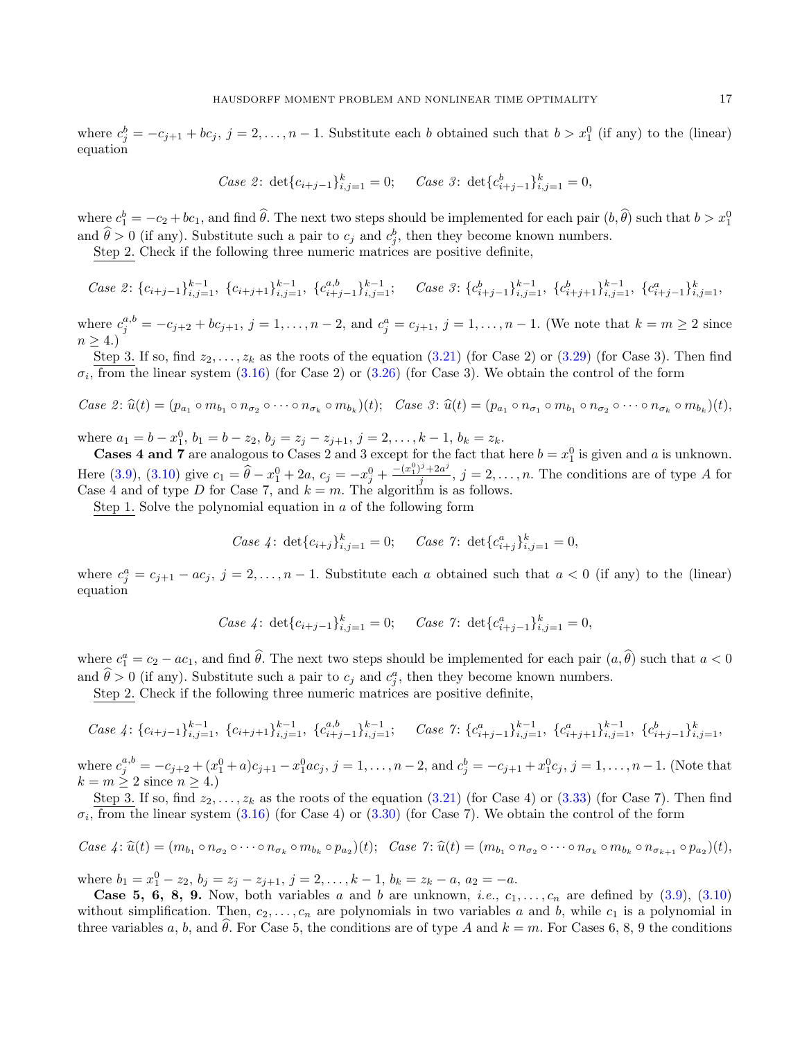where $c_j^b = -c_{j+1} + bc_j$, $j = 2, \dots, n-1$. Substitute each $b$ obtained such that $b > x_1^0$ (if any) to the (linear) equation

$$\textit{Case 2: } \det\{c_{i+j-1}\}_{i,j=1}^{k} = 0; \qquad \textit{Case 3: } \det\{c^b_{i+j-1}\}_{i,j=1}^{k} = 0,$$

where $c_1^b = -c_2 + bc_1$, and find $\widehat{\theta}$. The next two steps should be implemented for each pair $(b, \widehat{\theta})$ such that $b > x_1^0$ and $\widehat{\theta} > 0$ (if any). Substitute such a pair to $c_j$ and $c_j^b$, then they become known numbers.

Step 2. Check if the following three numeric matrices are positive definite,

$$\textit{Case 2: } \{c_{i+j-1}\}_{i,j=1}^{k-1},\ \{c_{i+j+1}\}_{i,j=1}^{k-1},\ \{c^{a,b}_{i+j-1}\}_{i,j=1}^{k-1}; \qquad \textit{Case 3: } \{c^b_{i+j-1}\}_{i,j=1}^{k-1},\ \{c^b_{i+j+1}\}_{i,j=1}^{k-1},\ \{c^a_{i+j-1}\}_{i,j=1}^{k},$$

where $c_j^{a,b} = -c_{j+2} + bc_{j+1}$, $j = 1, \dots, n-2$, and $c_j^a = c_{j+1}$, $j = 1, \dots, n-1$. (We note that $k = m \geq 2$ since $n \geq 4$.)

Step 3. If so, find $z_2, \dots, z_k$ as the roots of the equation (3.21) (for Case 2) or (3.29) (for Case 3). Then find $\sigma_i$, from the linear system (3.16) (for Case 2) or (3.26) (for Case 3). We obtain the control of the form

$$\textit{Case 2: } \widehat{u}(t) = (p_{a_1} \circ m_{b_1} \circ n_{\sigma_2} \circ \dots \circ n_{\sigma_k} \circ m_{b_k})(t); \quad \textit{Case 3: } \widehat{u}(t) = (p_{a_1} \circ n_{\sigma_1} \circ m_{b_1} \circ n_{\sigma_2} \circ \dots \circ n_{\sigma_k} \circ m_{b_k})(t),$$

where $a_1 = b - x_1^0$, $b_1 = b - z_2$, $b_j = z_j - z_{j+1}$, $j = 2, \dots, k-1$, $b_k = z_k$.

**Cases 4 and 7** are analogous to Cases 2 and 3 except for the fact that here $b = x_1^0$ is given and $a$ is unknown. Here (3.9), (3.10) give $c_1 = \widehat{\theta} - x_1^0 + 2a$, $c_j = -x_j^0 + \frac{-(x_1^0)^j + 2a^j}{j}$, $j = 2, \dots, n$. The conditions are of type $A$ for Case 4 and of type $D$ for Case 7, and $k = m$. The algorithm is as follows.

Step 1. Solve the polynomial equation in $a$ of the following form

$$\textit{Case 4: } \det\{c_{i+j}\}_{i,j=1}^{k} = 0; \qquad \textit{Case 7: } \det\{c^a_{i+j}\}_{i,j=1}^{k} = 0,$$

where $c_j^a = c_{j+1} - ac_j$, $j = 2, \dots, n-1$. Substitute each $a$ obtained such that $a < 0$ (if any) to the (linear) equation

$$\textit{Case 4: } \det\{c_{i+j-1}\}_{i,j=1}^{k} = 0; \qquad \textit{Case 7: } \det\{c^a_{i+j-1}\}_{i,j=1}^{k} = 0,$$

where $c_1^a = c_2 - ac_1$, and find $\widehat{\theta}$. The next two steps should be implemented for each pair $(a, \widehat{\theta})$ such that $a < 0$ and $\widehat{\theta} > 0$ (if any). Substitute such a pair to $c_j$ and $c_j^a$, then they become known numbers.

Step 2. Check if the following three numeric matrices are positive definite,

$$\textit{Case 4: } \{c_{i+j-1}\}_{i,j=1}^{k-1},\ \{c_{i+j+1}\}_{i,j=1}^{k-1},\ \{c^{a,b}_{i+j-1}\}_{i,j=1}^{k-1}; \qquad \textit{Case 7: } \{c^a_{i+j-1}\}_{i,j=1}^{k-1},\ \{c^a_{i+j+1}\}_{i,j=1}^{k-1},\ \{c^b_{i+j-1}\}_{i,j=1}^{k},$$

where $c_j^{a,b} = -c_{j+2} + (x_1^0 + a)c_{j+1} - x_1^0 ac_j$, $j = 1, \dots, n-2$, and $c_j^b = -c_{j+1} + x_1^0 c_j$, $j = 1, \dots, n-1$. (Note that $k = m \geq 2$ since $n \geq 4$.)

Step 3. If so, find $z_2, \dots, z_k$ as the roots of the equation (3.21) (for Case 4) or (3.33) (for Case 7). Then find $\sigma_i$, from the linear system (3.16) (for Case 4) or (3.30) (for Case 7). We obtain the control of the form

$$\textit{Case 4: } \widehat{u}(t) = (m_{b_1} \circ n_{\sigma_2} \circ \dots \circ n_{\sigma_k} \circ m_{b_k} \circ p_{a_2})(t); \quad \textit{Case 7: } \widehat{u}(t) = (m_{b_1} \circ n_{\sigma_2} \circ \dots \circ n_{\sigma_k} \circ m_{b_k} \circ n_{\sigma_{k+1}} \circ p_{a_2})(t),$$

where $b_1 = x_1^0 - z_2$, $b_j = z_j - z_{j+1}$, $j = 2, \dots, k-1$, $b_k = z_k - a$, $a_2 = -a$.

**Case 5, 6, 8, 9.** Now, both variables $a$ and $b$ are unknown, *i.e.*, $c_1, \dots, c_n$ are defined by (3.9), (3.10) without simplification. Then, $c_2, \dots, c_n$ are polynomials in two variables $a$ and $b$, while $c_1$ is a polynomial in three variables $a$, $b$, and $\widehat{\theta}$. For Case 5, the conditions are of type $A$ and $k = m$. For Cases 6, 8, 9 the conditions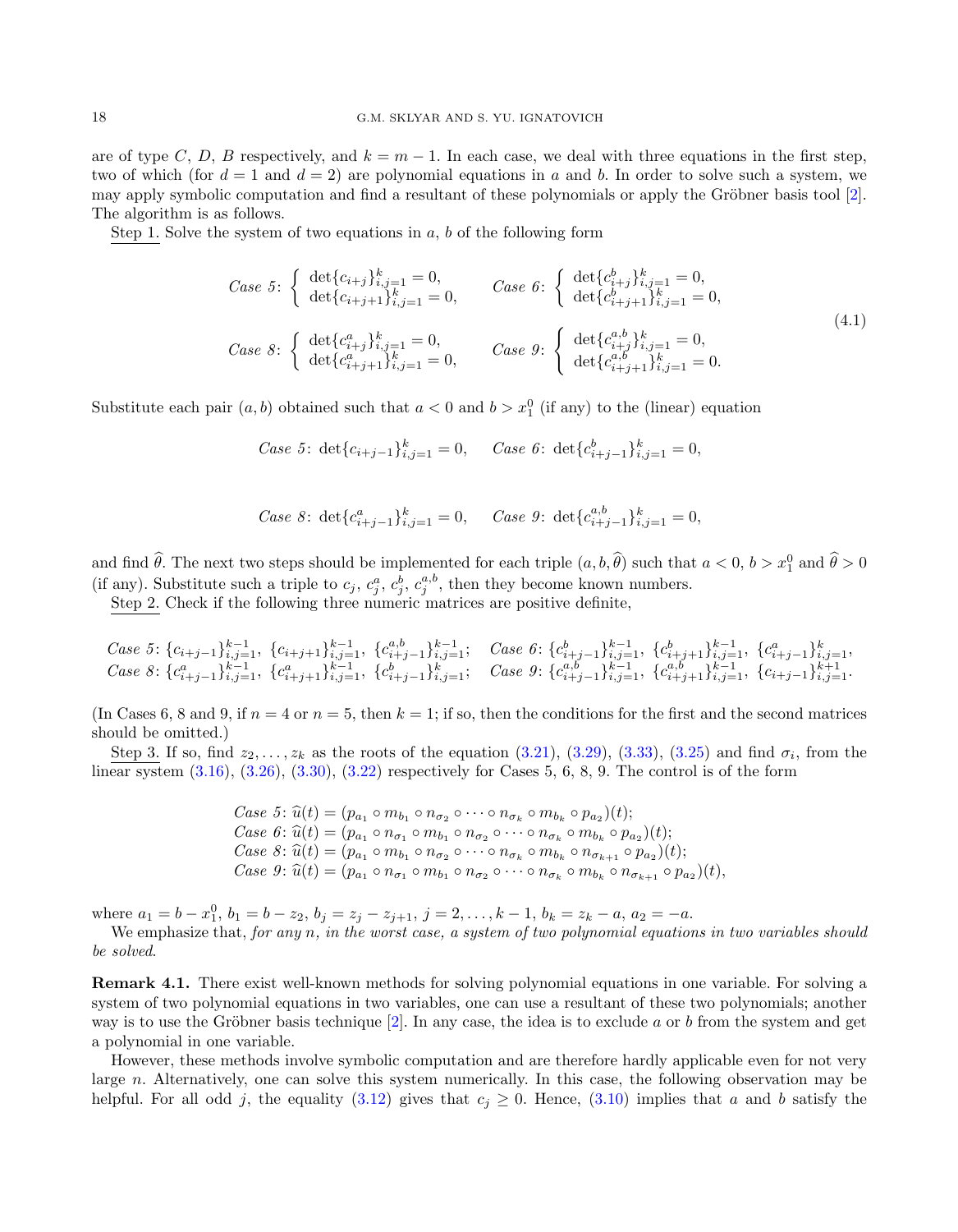are of type $C$, $D$, $B$ respectively, and $k = m - 1$. In each case, we deal with three equations in the first step, two of which (for $d = 1$ and $d = 2$) are polynomial equations in $a$ and $b$. In order to solve such a system, we may apply symbolic computation and find a resultant of these polynomials or apply the Gröbner basis tool [2]. The algorithm is as follows.

Step 1. Solve the system of two equations in $a$, $b$ of the following form

$$
\begin{aligned}
&\textit{Case 5: } \begin{cases} \det\{c_{i+j}\}_{i,j=1}^{k} = 0, \\ \det\{c_{i+j+1}\}_{i,j=1}^{k} = 0, \end{cases} \qquad \textit{Case 6: } \begin{cases} \det\{c^{b}_{i+j}\}_{i,j=1}^{k} = 0, \\ \det\{c^{b}_{i+j+1}\}_{i,j=1}^{k} = 0, \end{cases} \\
&\textit{Case 8: } \begin{cases} \det\{c^{a}_{i+j}\}_{i,j=1}^{k} = 0, \\ \det\{c^{a}_{i+j+1}\}_{i,j=1}^{k} = 0, \end{cases} \qquad \textit{Case 9: } \begin{cases} \det\{c^{a,b}_{i+j}\}_{i,j=1}^{k} = 0, \\ \det\{c^{a,b}_{i+j+1}\}_{i,j=1}^{k} = 0. \end{cases}
\end{aligned} \tag{4.1}
$$

Substitute each pair $(a, b)$ obtained such that $a < 0$ and $b > x_1^0$ (if any) to the (linear) equation

$$
\textit{Case 5: } \det\{c_{i+j-1}\}_{i,j=1}^{k} = 0, \qquad \textit{Case 6: } \det\{c^{b}_{i+j-1}\}_{i,j=1}^{k} = 0,
$$

$$
\textit{Case 8: } \det\{c^{a}_{i+j-1}\}_{i,j=1}^{k} = 0, \qquad \textit{Case 9: } \det\{c^{a,b}_{i+j-1}\}_{i,j=1}^{k} = 0,
$$

and find $\widehat{\theta}$. The next two steps should be implemented for each triple $(a, b, \widehat{\theta})$ such that $a < 0$, $b > x_1^0$ and $\widehat{\theta} > 0$ (if any). Substitute such a triple to $c_j$, $c^a_j$, $c^b_j$, $c^{a,b}_j$, then they become known numbers.

Step 2. Check if the following three numeric matrices are positive definite,

$$
\begin{aligned}
&\textit{Case 5: } \{c_{i+j-1}\}_{i,j=1}^{k-1},\ \{c_{i+j+1}\}_{i,j=1}^{k-1},\ \{c^{a,b}_{i+j-1}\}_{i,j=1}^{k-1}; \quad \textit{Case 6: } \{c^{b}_{i+j-1}\}_{i,j=1}^{k-1},\ \{c^{b}_{i+j+1}\}_{i,j=1}^{k-1},\ \{c^{a}_{i+j-1}\}_{i,j=1}^{k}, \\
&\textit{Case 8: } \{c^{a}_{i+j-1}\}_{i,j=1}^{k-1},\ \{c^{a}_{i+j+1}\}_{i,j=1}^{k-1},\ \{c^{b}_{i+j-1}\}_{i,j=1}^{k}; \quad \textit{Case 9: } \{c^{a,b}_{i+j-1}\}_{i,j=1}^{k-1},\ \{c^{a,b}_{i+j+1}\}_{i,j=1}^{k-1},\ \{c_{i+j-1}\}_{i,j=1}^{k+1}.
\end{aligned}
$$

(In Cases 6, 8 and 9, if $n = 4$ or $n = 5$, then $k = 1$; if so, then the conditions for the first and the second matrices should be omitted.)

Step 3. If so, find $z_2, \ldots, z_k$ as the roots of the equation (3.21), (3.29), (3.33), (3.25) and find $\sigma_i$, from the linear system (3.16), (3.26), (3.30), (3.22) respectively for Cases 5, 6, 8, 9. The control is of the form

$$
\begin{aligned}
&\textit{Case 5: } \widehat{u}(t) = (p_{a_1} \circ m_{b_1} \circ n_{\sigma_2} \circ \cdots \circ n_{\sigma_k} \circ m_{b_k} \circ p_{a_2})(t); \\
&\textit{Case 6: } \widehat{u}(t) = (p_{a_1} \circ n_{\sigma_1} \circ m_{b_1} \circ n_{\sigma_2} \circ \cdots \circ n_{\sigma_k} \circ m_{b_k} \circ p_{a_2})(t); \\
&\textit{Case 8: } \widehat{u}(t) = (p_{a_1} \circ m_{b_1} \circ n_{\sigma_2} \circ \cdots \circ n_{\sigma_k} \circ m_{b_k} \circ n_{\sigma_{k+1}} \circ p_{a_2})(t); \\
&\textit{Case 9: } \widehat{u}(t) = (p_{a_1} \circ n_{\sigma_1} \circ m_{b_1} \circ n_{\sigma_2} \circ \cdots \circ n_{\sigma_k} \circ m_{b_k} \circ n_{\sigma_{k+1}} \circ p_{a_2})(t),
\end{aligned}
$$

where $a_1 = b - x_1^0$, $b_1 = b - z_2$, $b_j = z_j - z_{j+1}$, $j = 2, \ldots, k-1$, $b_k = z_k - a$, $a_2 = -a$.

We emphasize that, *for any $n$, in the worst case, a system of two polynomial equations in two variables should be solved*.

**Remark 4.1.** There exist well-known methods for solving polynomial equations in one variable. For solving a system of two polynomial equations in two variables, one can use a resultant of these two polynomials; another way is to use the Gröbner basis technique [2]. In any case, the idea is to exclude $a$ or $b$ from the system and get a polynomial in one variable.

However, these methods involve symbolic computation and are therefore hardly applicable even for not very large $n$. Alternatively, one can solve this system numerically. In this case, the following observation may be helpful. For all odd $j$, the equality (3.12) gives that $c_j \geq 0$. Hence, (3.10) implies that $a$ and $b$ satisfy the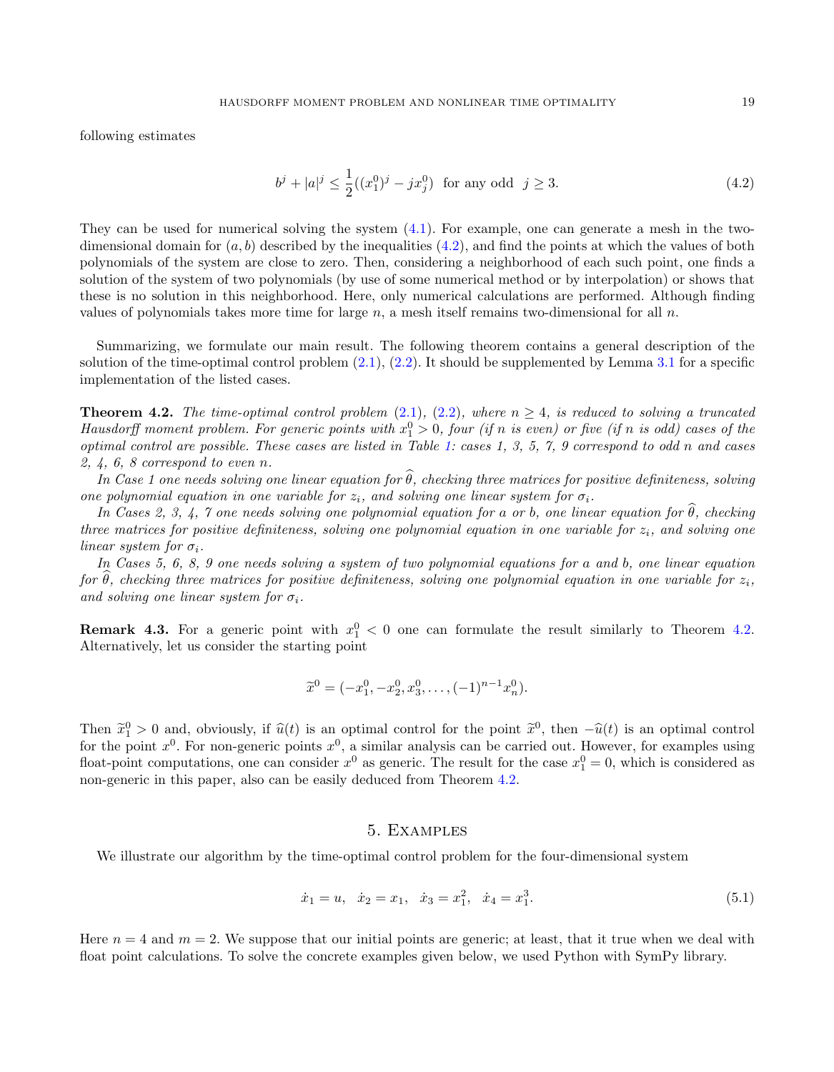following estimates

$$b^j + |a|^j \leq \frac{1}{2}((x_1^0)^j - jx_j^0) \text{ for any odd } j \geq 3. \tag{4.2}$$

They can be used for numerical solving the system (4.1). For example, one can generate a mesh in the two-dimensional domain for $(a, b)$ described by the inequalities (4.2), and find the points at which the values of both polynomials of the system are close to zero. Then, considering a neighborhood of each such point, one finds a solution of the system of two polynomials (by use of some numerical method or by interpolation) or shows that these is no solution in this neighborhood. Here, only numerical calculations are performed. Although finding values of polynomials takes more time for large $n$, a mesh itself remains two-dimensional for all $n$.

Summarizing, we formulate our main result. The following theorem contains a general description of the solution of the time-optimal control problem (2.1), (2.2). It should be supplemented by Lemma 3.1 for a specific implementation of the listed cases.

**Theorem 4.2.** *The time-optimal control problem (2.1), (2.2), where $n \geq 4$, is reduced to solving a truncated Hausdorff moment problem. For generic points with $x_1^0 > 0$, four (if $n$ is even) or five (if $n$ is odd) cases of the optimal control are possible. These cases are listed in Table 1: cases 1, 3, 5, 7, 9 correspond to odd $n$ and cases 2, 4, 6, 8 correspond to even $n$.*

*In Case 1 one needs solving one linear equation for $\widehat{\theta}$, checking three matrices for positive definiteness, solving one polynomial equation in one variable for $z_i$, and solving one linear system for $\sigma_i$.*

*In Cases 2, 3, 4, 7 one needs solving one polynomial equation for $a$ or $b$, one linear equation for $\widehat{\theta}$, checking three matrices for positive definiteness, solving one polynomial equation in one variable for $z_i$, and solving one linear system for $\sigma_i$.*

*In Cases 5, 6, 8, 9 one needs solving a system of two polynomial equations for $a$ and $b$, one linear equation for $\widehat{\theta}$, checking three matrices for positive definiteness, solving one polynomial equation in one variable for $z_i$, and solving one linear system for $\sigma_i$.*

**Remark 4.3.** For a generic point with $x_1^0 < 0$ one can formulate the result similarly to Theorem 4.2. Alternatively, let us consider the starting point

$$\widetilde{x}^0 = (-x_1^0, -x_2^0, x_3^0, \ldots, (-1)^{n-1}x_n^0).$$

Then $\widetilde{x}_1^0 > 0$ and, obviously, if $\widehat{u}(t)$ is an optimal control for the point $\widetilde{x}^0$, then $-\widehat{u}(t)$ is an optimal control for the point $x^0$. For non-generic points $x^0$, a similar analysis can be carried out. However, for examples using float-point computations, one can consider $x^0$ as generic. The result for the case $x_1^0 = 0$, which is considered as non-generic in this paper, also can be easily deduced from Theorem 4.2.

## 5. Examples

We illustrate our algorithm by the time-optimal control problem for the four-dimensional system

$$\dot{x}_1 = u, \quad \dot{x}_2 = x_1, \quad \dot{x}_3 = x_1^2, \quad \dot{x}_4 = x_1^3. \tag{5.1}$$

Here $n = 4$ and $m = 2$. We suppose that our initial points are generic; at least, that it true when we deal with float point calculations. To solve the concrete examples given below, we used Python with SymPy library.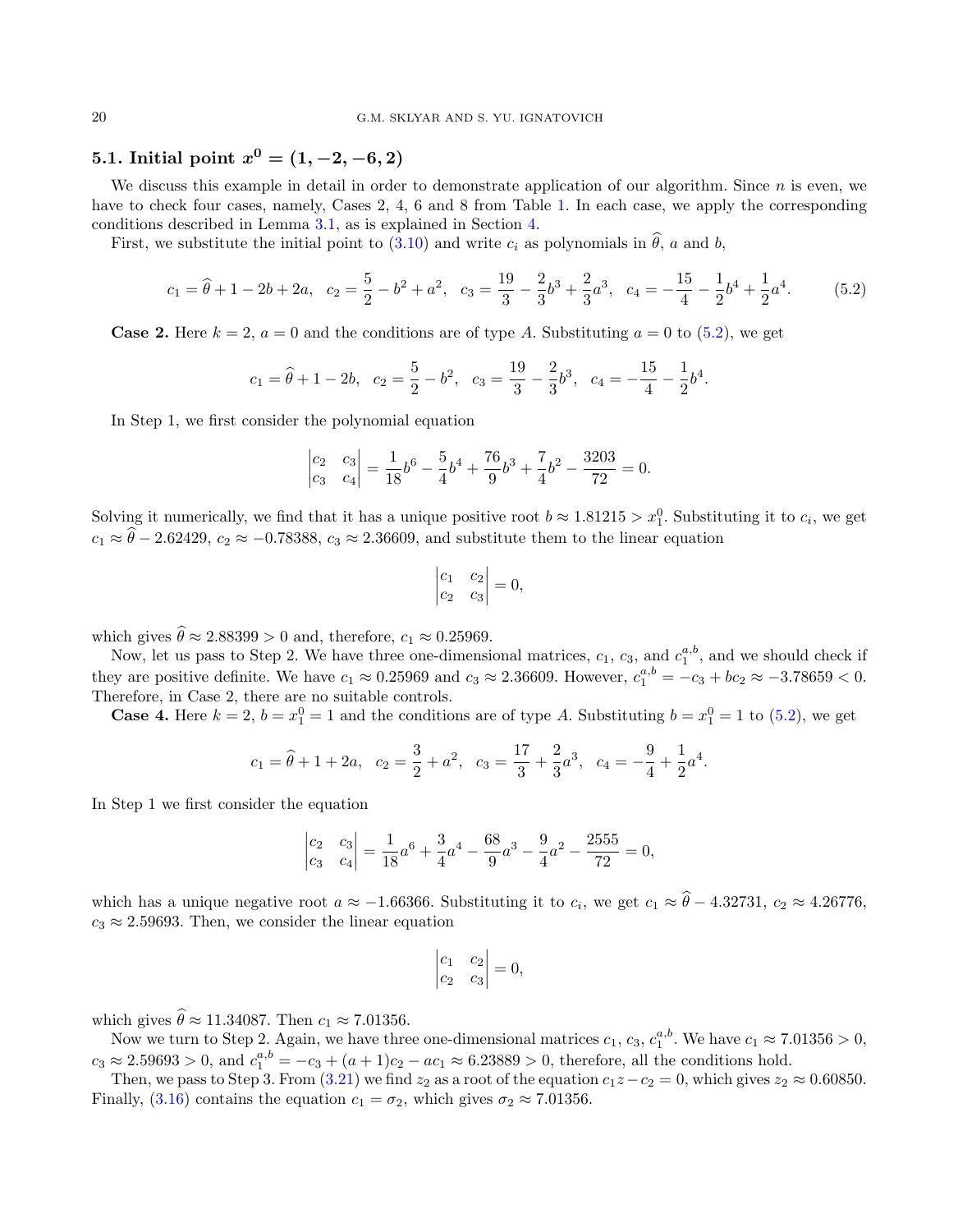### 5.1. Initial point $x^0 = (1, -2, -6, 2)$

We discuss this example in detail in order to demonstrate application of our algorithm. Since $n$ is even, we have to check four cases, namely, Cases 2, 4, 6 and 8 from Table 1. In each case, we apply the corresponding conditions described in Lemma 3.1, as is explained in Section 4.

First, we substitute the initial point to (3.10) and write $c_i$ as polynomials in $\widehat{\theta}$, $a$ and $b$,

$$c_1 = \widehat{\theta} + 1 - 2b + 2a, \quad c_2 = \frac{5}{2} - b^2 + a^2, \quad c_3 = \frac{19}{3} - \frac{2}{3}b^3 + \frac{2}{3}a^3, \quad c_4 = -\frac{15}{4} - \frac{1}{2}b^4 + \frac{1}{2}a^4. \tag{5.2}$$

**Case 2.** Here $k = 2$, $a = 0$ and the conditions are of type $A$. Substituting $a = 0$ to (5.2), we get

$$c_1 = \widehat{\theta} + 1 - 2b, \quad c_2 = \frac{5}{2} - b^2, \quad c_3 = \frac{19}{3} - \frac{2}{3}b^3, \quad c_4 = -\frac{15}{4} - \frac{1}{2}b^4.$$

In Step 1, we first consider the polynomial equation

$$\begin{vmatrix} c_2 & c_3 \\ c_3 & c_4 \end{vmatrix} = \frac{1}{18}b^6 - \frac{5}{4}b^4 + \frac{76}{9}b^3 + \frac{7}{4}b^2 - \frac{3203}{72} = 0.$$

Solving it numerically, we find that it has a unique positive root $b \approx 1.81215 > x_1^0$. Substituting it to $c_i$, we get $c_1 \approx \widehat{\theta} - 2.62429$, $c_2 \approx -0.78388$, $c_3 \approx 2.36609$, and substitute them to the linear equation

$$\begin{vmatrix} c_1 & c_2 \\ c_2 & c_3 \end{vmatrix} = 0,$$

which gives $\widehat{\theta} \approx 2.88399 > 0$ and, therefore, $c_1 \approx 0.25969$.

Now, let us pass to Step 2. We have three one-dimensional matrices, $c_1$, $c_3$, and $c_1^{a,b}$, and we should check if they are positive definite. We have $c_1 \approx 0.25969$ and $c_3 \approx 2.36609$. However, $c_1^{a,b} = -c_3 + bc_2 \approx -3.78659 < 0$. Therefore, in Case 2, there are no suitable controls.

**Case 4.** Here $k = 2$, $b = x_1^0 = 1$ and the conditions are of type $A$. Substituting $b = x_1^0 = 1$ to (5.2), we get

$$c_1 = \widehat{\theta} + 1 + 2a, \quad c_2 = \frac{3}{2} + a^2, \quad c_3 = \frac{17}{3} + \frac{2}{3}a^3, \quad c_4 = -\frac{9}{4} + \frac{1}{2}a^4.$$

In Step 1 we first consider the equation

$$\begin{vmatrix} c_2 & c_3 \\ c_3 & c_4 \end{vmatrix} = \frac{1}{18}a^6 + \frac{3}{4}a^4 - \frac{68}{9}a^3 - \frac{9}{4}a^2 - \frac{2555}{72} = 0,$$

which has a unique negative root $a \approx -1.66366$. Substituting it to $c_i$, we get $c_1 \approx \widehat{\theta} - 4.32731$, $c_2 \approx 4.26776$, $c_3 \approx 2.59693$. Then, we consider the linear equation

$$\begin{vmatrix} c_1 & c_2 \\ c_2 & c_3 \end{vmatrix} = 0,$$

which gives $\widehat{\theta} \approx 11.34087$. Then $c_1 \approx 7.01356$.

Now we turn to Step 2. Again, we have three one-dimensional matrices $c_1$, $c_3$, $c_1^{a,b}$. We have $c_1 \approx 7.01356 > 0$, $c_3 \approx 2.59693 > 0$, and $c_1^{a,b} = -c_3 + (a+1)c_2 - ac_1 \approx 6.23889 > 0$, therefore, all the conditions hold.

Then, we pass to Step 3. From (3.21) we find $z_2$ as a root of the equation $c_1 z - c_2 = 0$, which gives $z_2 \approx 0.60850$. Finally, (3.16) contains the equation $c_1 = \sigma_2$, which gives $\sigma_2 \approx 7.01356$.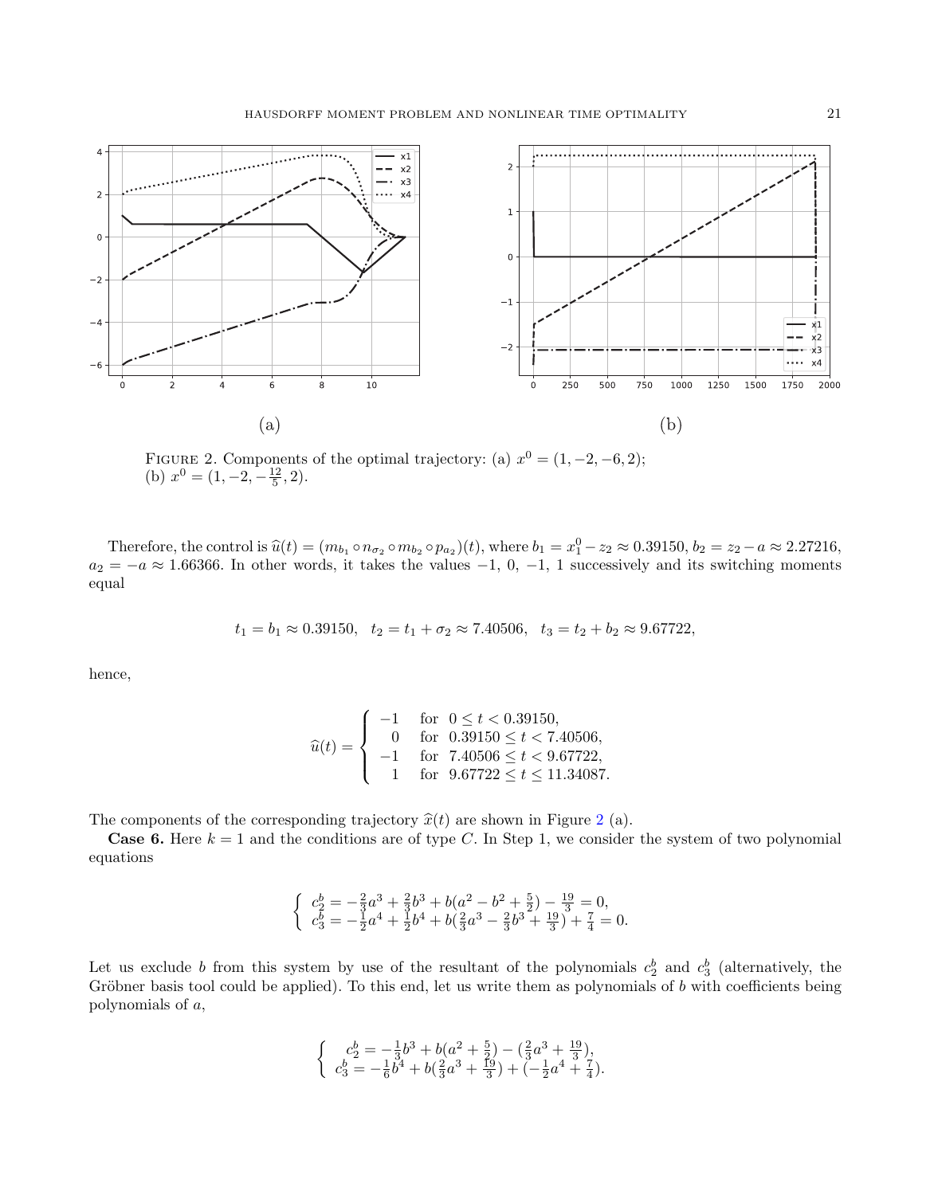(a)

(b)

FIGURE 2. Components of the optimal trajectory: (a) $x^0 = (1, -2, -6, 2)$; (b) $x^0 = (1, -2, -\frac{12}{5}, 2)$.

Therefore, the control is $\widehat{u}(t) = (m_{b_1} \circ n_{\sigma_2} \circ m_{b_2} \circ p_{a_2})(t)$, where $b_1 = x_1^0 - z_2 \approx 0.39150$, $b_2 = z_2 - a \approx 2.27216$, $a_2 = -a \approx 1.66366$. In other words, it takes the values $-1$, $0$, $-1$, $1$ successively and its switching moments equal

$$t_1 = b_1 \approx 0.39150, \quad t_2 = t_1 + \sigma_2 \approx 7.40506, \quad t_3 = t_2 + b_2 \approx 9.67722,$$

hence,

$$\widehat{u}(t) = \begin{cases} -1 & \text{for } 0 \le t < 0.39150, \\ \phantom{-}0 & \text{for } 0.39150 \le t < 7.40506, \\ -1 & \text{for } 7.40506 \le t < 9.67722, \\ \phantom{-}1 & \text{for } 9.67722 \le t \le 11.34087. \end{cases}$$

The components of the corresponding trajectory $\widehat{x}(t)$ are shown in Figure 2 (a).

**Case 6.** Here $k = 1$ and the conditions are of type $C$. In Step 1, we consider the system of two polynomial equations

$$\begin{cases} c_2^b = -\frac{2}{3}a^3 + \frac{2}{3}b^3 + b(a^2 - b^2 + \frac{5}{2}) - \frac{19}{3} = 0, \\ c_3^b = -\frac{1}{2}a^4 + \frac{1}{2}b^4 + b(\frac{2}{3}a^3 - \frac{2}{3}b^3 + \frac{19}{3}) + \frac{7}{4} = 0. \end{cases}$$

Let us exclude $b$ from this system by use of the resultant of the polynomials $c_2^b$ and $c_3^b$ (alternatively, the Gröbner basis tool could be applied). To this end, let us write them as polynomials of $b$ with coefficients being polynomials of $a$,

$$\begin{cases} c_2^b = -\frac{1}{3}b^3 + b(a^2 + \frac{5}{2}) - (\frac{2}{3}a^3 + \frac{19}{3}), \\ c_3^b = -\frac{1}{6}b^4 + b(\frac{2}{3}a^3 + \frac{19}{3}) + (-\frac{1}{2}a^4 + \frac{7}{4}). \end{cases}$$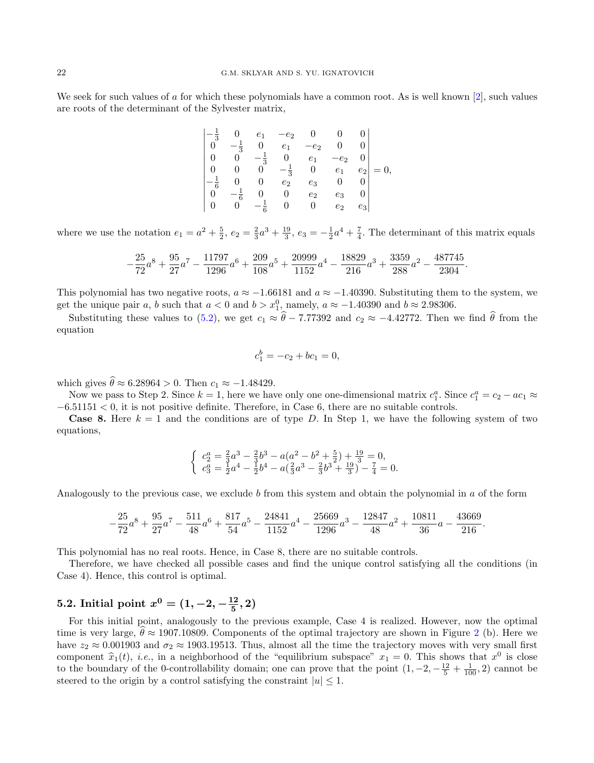We seek for such values of $a$ for which these polynomials have a common root. As is well known [2], such values are roots of the determinant of the Sylvester matrix,

$$\begin{vmatrix} -\frac{1}{3} & 0 & e_1 & -e_2 & 0 & 0 & 0 \\ 0 & -\frac{1}{3} & 0 & e_1 & -e_2 & 0 & 0 \\ 0 & 0 & -\frac{1}{3} & 0 & e_1 & -e_2 & 0 \\ 0 & 0 & 0 & -\frac{1}{3} & 0 & e_1 & e_2 \\ -\frac{1}{6} & 0 & 0 & e_2 & e_3 & 0 & 0 \\ 0 & -\frac{1}{6} & 0 & 0 & e_2 & e_3 & 0 \\ 0 & 0 & -\frac{1}{6} & 0 & 0 & e_2 & e_3 \end{vmatrix} = 0,$$

where we use the notation $e_1 = a^2 + \frac{5}{2}$, $e_2 = \frac{2}{3}a^3 + \frac{19}{3}$, $e_3 = -\frac{1}{2}a^4 + \frac{7}{4}$. The determinant of this matrix equals

$$-\frac{25}{72}a^8 + \frac{95}{27}a^7 - \frac{11797}{1296}a^6 + \frac{209}{108}a^5 + \frac{20999}{1152}a^4 - \frac{18829}{216}a^3 + \frac{3359}{288}a^2 - \frac{487745}{2304}.$$

This polynomial has two negative roots, $a \approx -1.66181$ and $a \approx -1.40390$. Substituting them to the system, we get the unique pair $a$, $b$ such that $a < 0$ and $b > x_1^0$, namely, $a \approx -1.40390$ and $b \approx 2.98306$.

Substituting these values to (5.2), we get $c_1 \approx \widehat{\theta} - 7.77392$ and $c_2 \approx -4.42772$. Then we find $\widehat{\theta}$ from the equation

$$c_1^b = -c_2 + bc_1 = 0,$$

which gives $\widehat{\theta} \approx 6.28964 > 0$. Then $c_1 \approx -1.48429$.

Now we pass to Step 2. Since $k = 1$, here we have only one one-dimensional matrix $c_1^a$. Since $c_1^a = c_2 - ac_1 \approx -6.51151 < 0$, it is not positive definite. Therefore, in Case 6, there are no suitable controls.

**Case 8.** Here $k = 1$ and the conditions are of type $D$. In Step 1, we have the following system of two equations,

$$\begin{cases} c_2^a = \frac{2}{3}a^3 - \frac{2}{3}b^3 - a(a^2 - b^2 + \frac{5}{2}) + \frac{19}{3} = 0, \\ c_3^a = \frac{1}{2}a^4 - \frac{1}{2}b^4 - a(\frac{2}{3}a^3 - \frac{2}{3}b^3 + \frac{19}{3}) - \frac{7}{4} = 0. \end{cases}$$

Analogously to the previous case, we exclude $b$ from this system and obtain the polynomial in $a$ of the form

$$-\frac{25}{72}a^8 + \frac{95}{27}a^7 - \frac{511}{48}a^6 + \frac{817}{54}a^5 - \frac{24841}{1152}a^4 - \frac{25669}{1296}a^3 - \frac{12847}{48}a^2 + \frac{10811}{36}a - \frac{43669}{216}.$$

This polynomial has no real roots. Hence, in Case 8, there are no suitable controls.

Therefore, we have checked all possible cases and find the unique control satisfying all the conditions (in Case 4). Hence, this control is optimal.

### 5.2. Initial point $x^0 = (1, -2, -\frac{12}{5}, 2)$

For this initial point, analogously to the previous example, Case 4 is realized. However, now the optimal time is very large, $\widehat{\theta} \approx 1907.10809$. Components of the optimal trajectory are shown in Figure 2 (b). Here we have $z_2 \approx 0.001903$ and $\sigma_2 \approx 1903.19513$. Thus, almost all the time the trajectory moves with very small first component $\widehat{x}_1(t)$, *i.e.*, in a neighborhood of the "equilibrium subspace" $x_1 = 0$. This shows that $x^0$ is close to the boundary of the 0-controllability domain; one can prove that the point $(1, -2, -\frac{12}{5} + \frac{1}{100}, 2)$ cannot be steered to the origin by a control satisfying the constraint $|u| \leq 1$.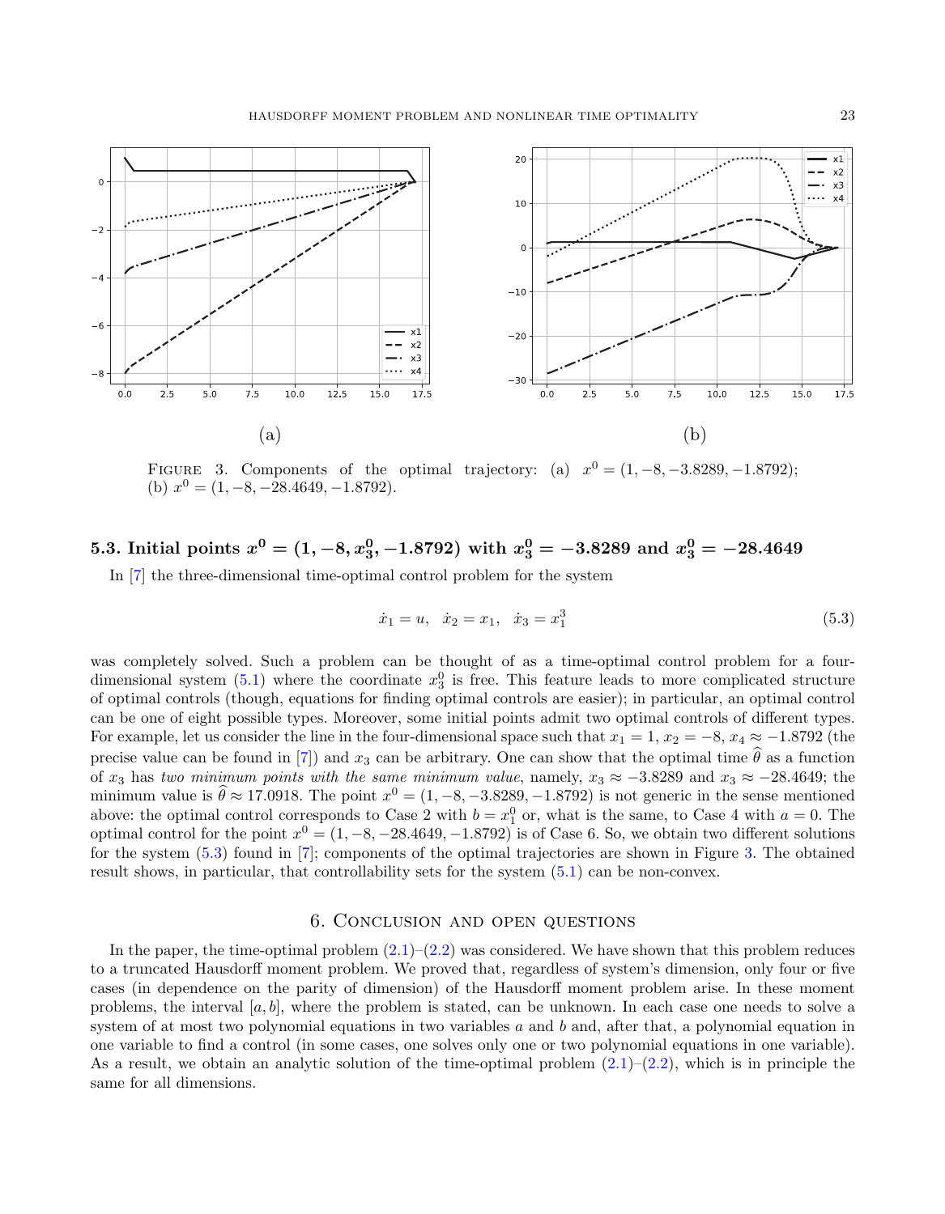0
−2
−4
−6
−8
0.0 2.5 5.0 7.5 10.0 12.5 15.0 17.5
x1
x2
x3
x4

(a)

20
10
0
−10
−20
−30
0.0 2.5 5.0 7.5 10.0 12.5 15.0 17.5
x1
x2
x3
x4

(b)

FIGURE 3. Components of the optimal trajectory: (a) $x^0 = (1, -8, -3.8289, -1.8792)$; (b) $x^0 = (1, -8, -28.4649, -1.8792)$.

### 5.3. Initial points $x^0 = (1, -8, x_3^0, -1.8792)$ with $x_3^0 = -3.8289$ and $x_3^0 = -28.4649$

In [7] the three-dimensional time-optimal control problem for the system

$$\dot{x}_1 = u, \quad \dot{x}_2 = x_1, \quad \dot{x}_3 = x_1^3 \tag{5.3}$$

was completely solved. Such a problem can be thought of as a time-optimal control problem for a four-dimensional system (5.1) where the coordinate $x_3^0$ is free. This feature leads to more complicated structure of optimal controls (though, equations for finding optimal controls are easier); in particular, an optimal control can be one of eight possible types. Moreover, some initial points admit two optimal controls of different types. For example, let us consider the line in the four-dimensional space such that $x_1 = 1$, $x_2 = -8$, $x_4 \approx -1.8792$ (the precise value can be found in [7]) and $x_3$ can be arbitrary. One can show that the optimal time $\widehat{\theta}$ as a function of $x_3$ has *two minimum points with the same minimum value*, namely, $x_3 \approx -3.8289$ and $x_3 \approx -28.4649$; the minimum value is $\widehat{\theta} \approx 17.0918$. The point $x^0 = (1, -8, -3.8289, -1.8792)$ is not generic in the sense mentioned above: the optimal control corresponds to Case 2 with $b = x_1^0$ or, what is the same, to Case 4 with $a = 0$. The optimal control for the point $x^0 = (1, -8, -28.4649, -1.8792)$ is of Case 6. So, we obtain two different solutions for the system (5.3) found in [7]; components of the optimal trajectories are shown in Figure 3. The obtained result shows, in particular, that controllability sets for the system (5.1) can be non-convex.

## 6. Conclusion and open questions

In the paper, the time-optimal problem (2.1)–(2.2) was considered. We have shown that this problem reduces to a truncated Hausdorff moment problem. We proved that, regardless of system's dimension, only four or five cases (in dependence on the parity of dimension) of the Hausdorff moment problem arise. In these moment problems, the interval $[a, b]$, where the problem is stated, can be unknown. In each case one needs to solve a system of at most two polynomial equations in two variables $a$ and $b$ and, after that, a polynomial equation in one variable to find a control (in some cases, one solves only one or two polynomial equations in one variable). As a result, we obtain an analytic solution of the time-optimal problem (2.1)–(2.2), which is in principle the same for all dimensions.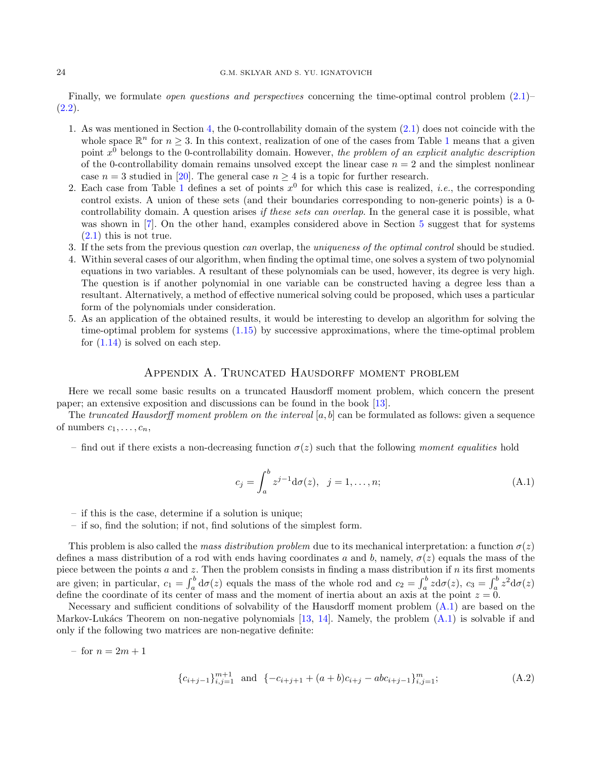Finally, we formulate *open questions and perspectives* concerning the time-optimal control problem (2.1)–(2.2).

1. As was mentioned in Section 4, the 0-controllability domain of the system (2.1) does not coincide with the whole space $\mathbb{R}^n$ for $n \geq 3$. In this context, realization of one of the cases from Table 1 means that a given point $x^0$ belongs to the 0-controllability domain. However, *the problem of an explicit analytic description* of the 0-controllability domain remains unsolved except the linear case $n = 2$ and the simplest nonlinear case $n = 3$ studied in [20]. The general case $n \geq 4$ is a topic for further research.
2. Each case from Table 1 defines a set of points $x^0$ for which this case is realized, *i.e.*, the corresponding control exists. A union of these sets (and their boundaries corresponding to non-generic points) is a 0-controllability domain. A question arises *if these sets can overlap*. In the general case it is possible, what was shown in [7]. On the other hand, examples considered above in Section 5 suggest that for systems (2.1) this is not true.
3. If the sets from the previous question *can* overlap, the *uniqueness of the optimal control* should be studied.
4. Within several cases of our algorithm, when finding the optimal time, one solves a system of two polynomial equations in two variables. A resultant of these polynomials can be used, however, its degree is very high. The question is if another polynomial in one variable can be constructed having a degree less than a resultant. Alternatively, a method of effective numerical solving could be proposed, which uses a particular form of the polynomials under consideration.
5. As an application of the obtained results, it would be interesting to develop an algorithm for solving the time-optimal problem for systems (1.15) by successive approximations, where the time-optimal problem for (1.14) is solved on each step.

## Appendix A. Truncated Hausdorff moment problem

Here we recall some basic results on a truncated Hausdorff moment problem, which concern the present paper; an extensive exposition and discussions can be found in the book [13].

The *truncated Hausdorff moment problem on the interval* $[a, b]$ can be formulated as follows: given a sequence of numbers $c_1, \ldots, c_n$,

- find out if there exists a non-decreasing function $\sigma(z)$ such that the following *moment equalities* hold

$$c_j = \int_a^b z^{j-1} \mathrm{d}\sigma(z), \quad j = 1, \ldots, n; \tag{A.1}$$

- if this is the case, determine if a solution is unique;
- if so, find the solution; if not, find solutions of the simplest form.

This problem is also called the *mass distribution problem* due to its mechanical interpretation: a function $\sigma(z)$ defines a mass distribution of a rod with ends having coordinates $a$ and $b$, namely, $\sigma(z)$ equals the mass of the piece between the points $a$ and $z$. Then the problem consists in finding a mass distribution if $n$ its first moments are given; in particular, $c_1 = \int_a^b \mathrm{d}\sigma(z)$ equals the mass of the whole rod and $c_2 = \int_a^b z\mathrm{d}\sigma(z)$, $c_3 = \int_a^b z^2\mathrm{d}\sigma(z)$ define the coordinate of its center of mass and the moment of inertia about an axis at the point $z = 0$.

Necessary and sufficient conditions of solvability of the Hausdorff moment problem (A.1) are based on the Markov-Lukács Theorem on non-negative polynomials [13, 14]. Namely, the problem (A.1) is solvable if and only if the following two matrices are non-negative definite:

- for $n = 2m + 1$

$$\{c_{i+j-1}\}_{i,j=1}^{m+1} \quad \text{and} \quad \{-c_{i+j+1} + (a+b)c_{i+j} - abc_{i+j-1}\}_{i,j=1}^{m}; \tag{A.2}$$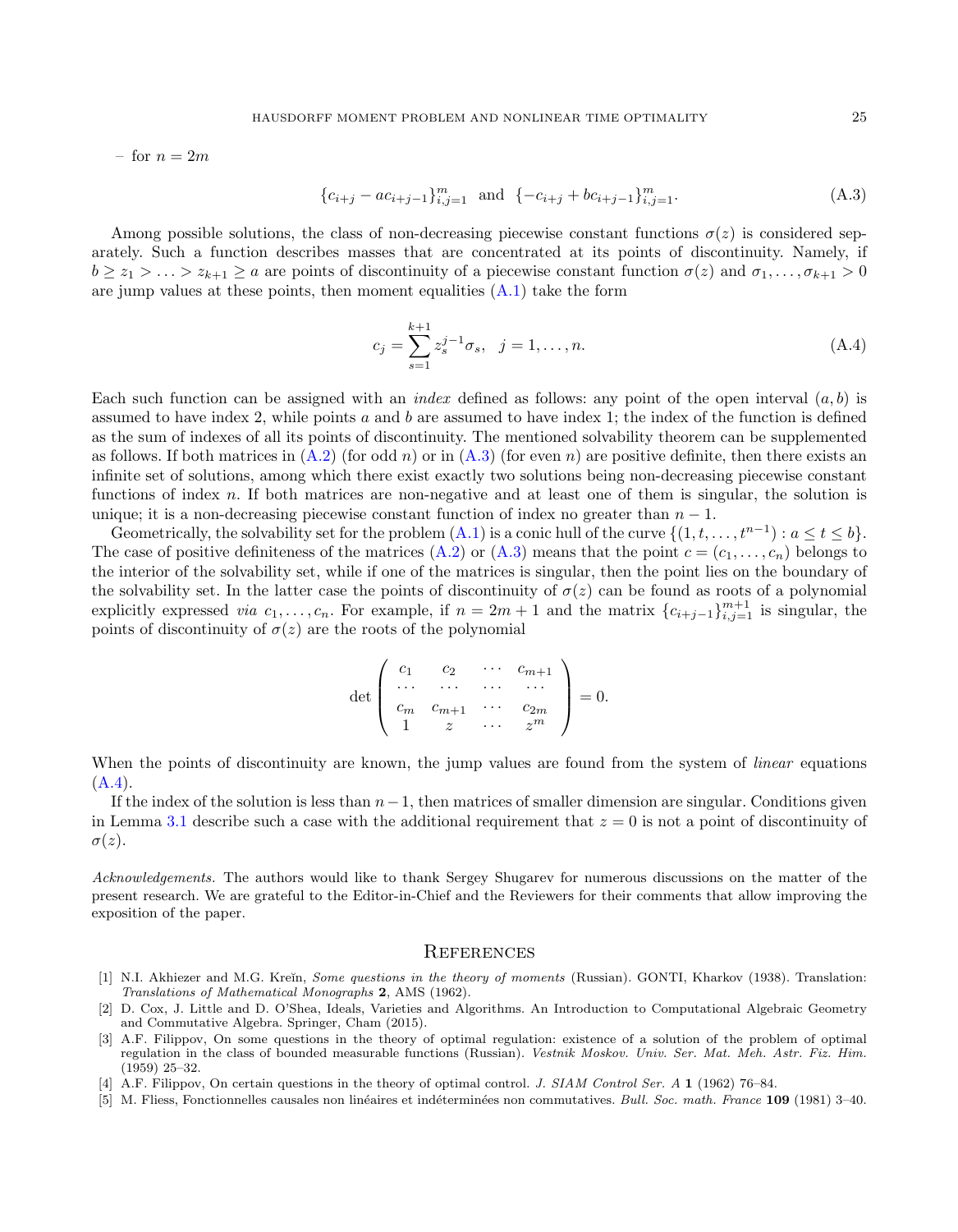– for $n = 2m$

$$\{c_{i+j} - ac_{i+j-1}\}_{i,j=1}^{m} \quad \text{and} \quad \{-c_{i+j} + bc_{i+j-1}\}_{i,j=1}^{m}. \tag{A.3}$$

Among possible solutions, the class of non-decreasing piecewise constant functions $\sigma(z)$ is considered separately. Such a function describes masses that are concentrated at its points of discontinuity. Namely, if $b \geq z_1 > \ldots > z_{k+1} \geq a$ are points of discontinuity of a piecewise constant function $\sigma(z)$ and $\sigma_1, \ldots, \sigma_{k+1} > 0$ are jump values at these points, then moment equalities (A.1) take the form

$$c_j = \sum_{s=1}^{k+1} z_s^{j-1} \sigma_s, \quad j = 1, \ldots, n. \tag{A.4}$$

Each such function can be assigned with an *index* defined as follows: any point of the open interval $(a, b)$ is assumed to have index 2, while points $a$ and $b$ are assumed to have index 1; the index of the function is defined as the sum of indexes of all its points of discontinuity. The mentioned solvability theorem can be supplemented as follows. If both matrices in (A.2) (for odd $n$) or in (A.3) (for even $n$) are positive definite, then there exists an infinite set of solutions, among which there exist exactly two solutions being non-decreasing piecewise constant functions of index $n$. If both matrices are non-negative and at least one of them is singular, the solution is unique; it is a non-decreasing piecewise constant function of index no greater than $n - 1$.

Geometrically, the solvability set for the problem (A.1) is a conic hull of the curve $\{(1, t, \ldots, t^{n-1}) : a \leq t \leq b\}$. The case of positive definiteness of the matrices (A.2) or (A.3) means that the point $c = (c_1, \ldots, c_n)$ belongs to the interior of the solvability set, while if one of the matrices is singular, then the point lies on the boundary of the solvability set. In the latter case the points of discontinuity of $\sigma(z)$ can be found as roots of a polynomial explicitly expressed *via* $c_1, \ldots, c_n$. For example, if $n = 2m + 1$ and the matrix $\{c_{i+j-1}\}_{i,j=1}^{m+1}$ is singular, the points of discontinuity of $\sigma(z)$ are the roots of the polynomial

$$\det \begin{pmatrix} c_1 & c_2 & \cdots & c_{m+1} \\ \cdots & \cdots & \cdots & \cdots \\ c_m & c_{m+1} & \cdots & c_{2m} \\ 1 & z & \cdots & z^m \end{pmatrix} = 0.$$

When the points of discontinuity are known, the jump values are found from the system of *linear* equations (A.4).

If the index of the solution is less than $n - 1$, then matrices of smaller dimension are singular. Conditions given in Lemma 3.1 describe such a case with the additional requirement that $z = 0$ is not a point of discontinuity of $\sigma(z)$.

*Acknowledgements.* The authors would like to thank Sergey Shugarev for numerous discussions on the matter of the present research. We are grateful to the Editor-in-Chief and the Reviewers for their comments that allow improving the exposition of the paper.

## References

[1] N.I. Akhiezer and M.G. Kreĭn, *Some questions in the theory of moments* (Russian). GONTI, Kharkov (1938). Translation: *Translations of Mathematical Monographs* **2**, AMS (1962).

[2] D. Cox, J. Little and D. O'Shea, Ideals, Varieties and Algorithms. An Introduction to Computational Algebraic Geometry and Commutative Algebra. Springer, Cham (2015).

[3] A.F. Filippov, On some questions in the theory of optimal regulation: existence of a solution of the problem of optimal regulation in the class of bounded measurable functions (Russian). *Vestnik Moskov. Univ. Ser. Mat. Meh. Astr. Fiz. Him.* (1959) 25–32.

[4] A.F. Filippov, On certain questions in the theory of optimal control. *J. SIAM Control Ser. A* **1** (1962) 76–84.

[5] M. Fliess, Fonctionnelles causales non linéaires et indéterminées non commutatives. *Bull. Soc. math. France* **109** (1981) 3–40.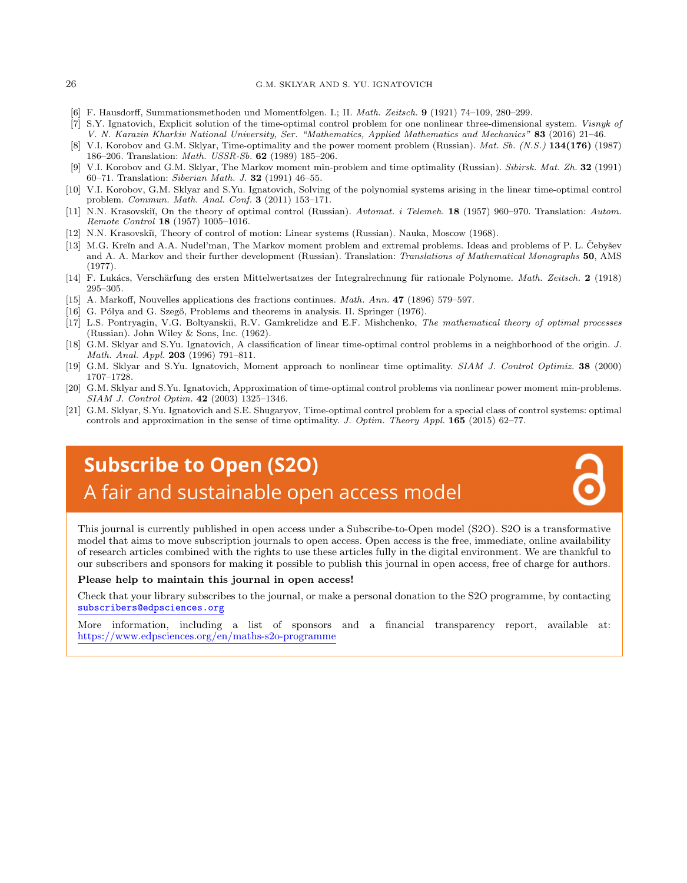[6] F. Hausdorff, Summationsmethoden und Momentfolgen. I.; II. *Math. Zeitsch.* **9** (1921) 74–109, 280–299.

[7] S.Y. Ignatovich, Explicit solution of the time-optimal control problem for one nonlinear three-dimensional system. *Visnyk of V. N. Karazin Kharkiv National University, Ser. "Mathematics, Applied Mathematics and Mechanics"* **83** (2016) 21–46.

[8] V.I. Korobov and G.M. Sklyar, Time-optimality and the power moment problem (Russian). *Mat. Sb. (N.S.)* **134(176)** (1987) 186–206. Translation: *Math. USSR-Sb.* **62** (1989) 185–206.

[9] V.I. Korobov and G.M. Sklyar, The Markov moment min-problem and time optimality (Russian). *Sibirsk. Mat. Zh.* **32** (1991) 60–71. Translation: *Siberian Math. J.* **32** (1991) 46–55.

[10] V.I. Korobov, G.M. Sklyar and S.Yu. Ignatovich, Solving of the polynomial systems arising in the linear time-optimal control problem. *Commun. Math. Anal. Conf.* **3** (2011) 153–171.

[11] N.N. Krasovskiĭ, On the theory of optimal control (Russian). *Avtomat. i Telemeh.* **18** (1957) 960–970. Translation: *Autom. Remote Control* **18** (1957) 1005–1016.

[12] N.N. Krasovskiĭ, Theory of control of motion: Linear systems (Russian). Nauka, Moscow (1968).

[13] M.G. Kreĭn and A.A. Nudel'man, The Markov moment problem and extremal problems. Ideas and problems of P. L. Čebyšev and A. A. Markov and their further development (Russian). Translation: *Translations of Mathematical Monographs* **50**, AMS (1977).

[14] F. Lukács, Verschärfung des ersten Mittelwertsatzes der Integralrechnung für rationale Polynome. *Math. Zeitsch.* **2** (1918) 295–305.

[15] A. Markoff, Nouvelles applications des fractions continues. *Math. Ann.* **47** (1896) 579–597.

[16] G. Pólya and G. Szegő, Problems and theorems in analysis. II. Springer (1976).

[17] L.S. Pontryagin, V.G. Boltyanskii, R.V. Gamkrelidze and E.F. Mishchenko, *The mathematical theory of optimal processes* (Russian). John Wiley & Sons, Inc. (1962).

[18] G.M. Sklyar and S.Yu. Ignatovich, A classification of linear time-optimal control problems in a neighborhood of the origin. *J. Math. Anal. Appl.* **203** (1996) 791–811.

[19] G.M. Sklyar and S.Yu. Ignatovich, Moment approach to nonlinear time optimality. *SIAM J. Control Optimiz.* **38** (2000) 1707–1728.

[20] G.M. Sklyar and S.Yu. Ignatovich, Approximation of time-optimal control problems via nonlinear power moment min-problems. *SIAM J. Control Optim.* **42** (2003) 1325–1346.

[21] G.M. Sklyar, S.Yu. Ignatovich and S.E. Shugaryov, Time-optimal control problem for a special class of control systems: optimal controls and approximation in the sense of time optimality. *J. Optim. Theory Appl.* **165** (2015) 62–77.

## Subscribe to Open (S2O)

A fair and sustainable open access model

This journal is currently published in open access under a Subscribe-to-Open model (S2O). S2O is a transformative model that aims to move subscription journals to open access. Open access is the free, immediate, online availability of research articles combined with the rights to use these articles fully in the digital environment. We are thankful to our subscribers and sponsors for making it possible to publish this journal in open access, free of charge for authors.

**Please help to maintain this journal in open access!**

Check that your library subscribes to the journal, or make a personal donation to the S2O programme, by contacting subscribers@edpsciences.org

More information, including a list of sponsors and a financial transparency report, available at: https://www.edpsciences.org/en/maths-s2o-programme